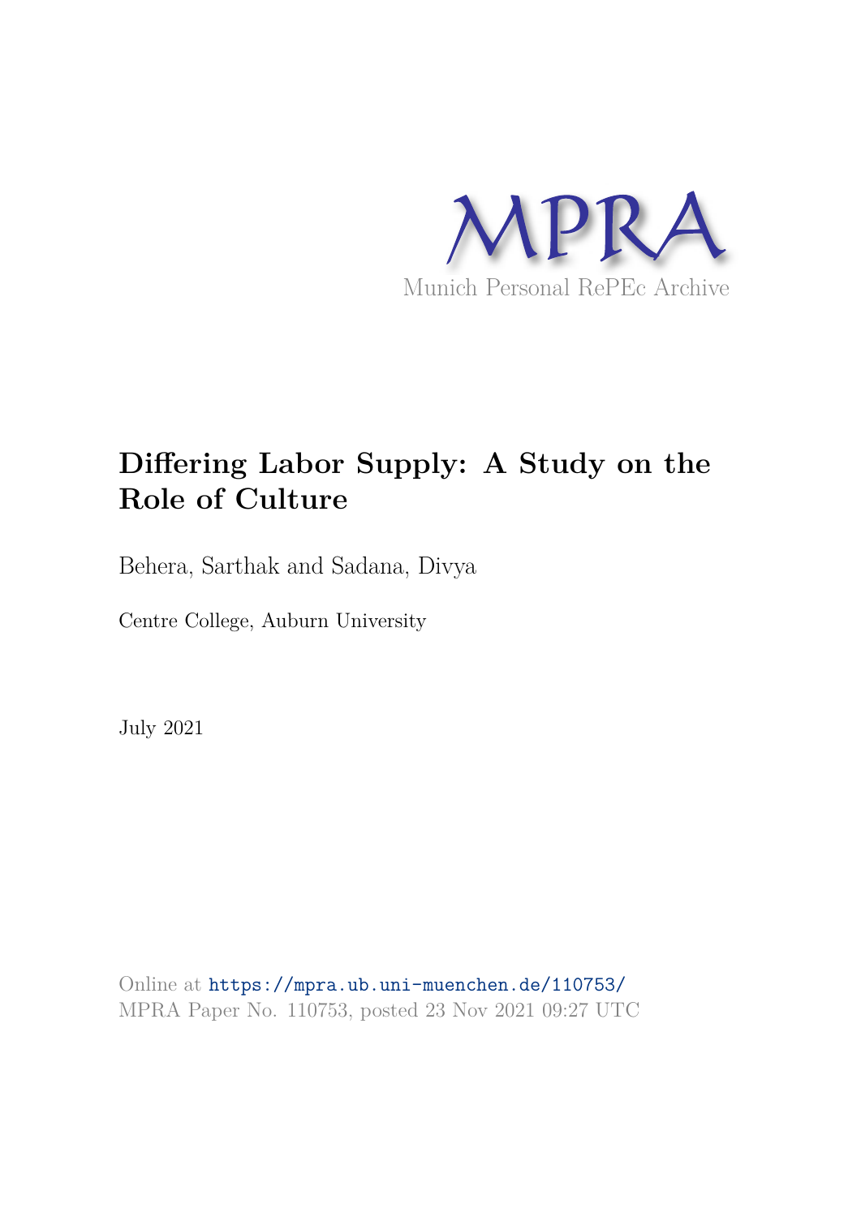MPRA

Munich Personal RePEc Archive

# Differing Labor Supply: A Study on the Role of Culture

Behera, Sarthak and Sadana, Divya

Centre College, Auburn University

July 2021

Online at https://mpra.ub.uni-muenchen.de/110753/
MPRA Paper No. 110753, posted 23 Nov 2021 09:27 UTC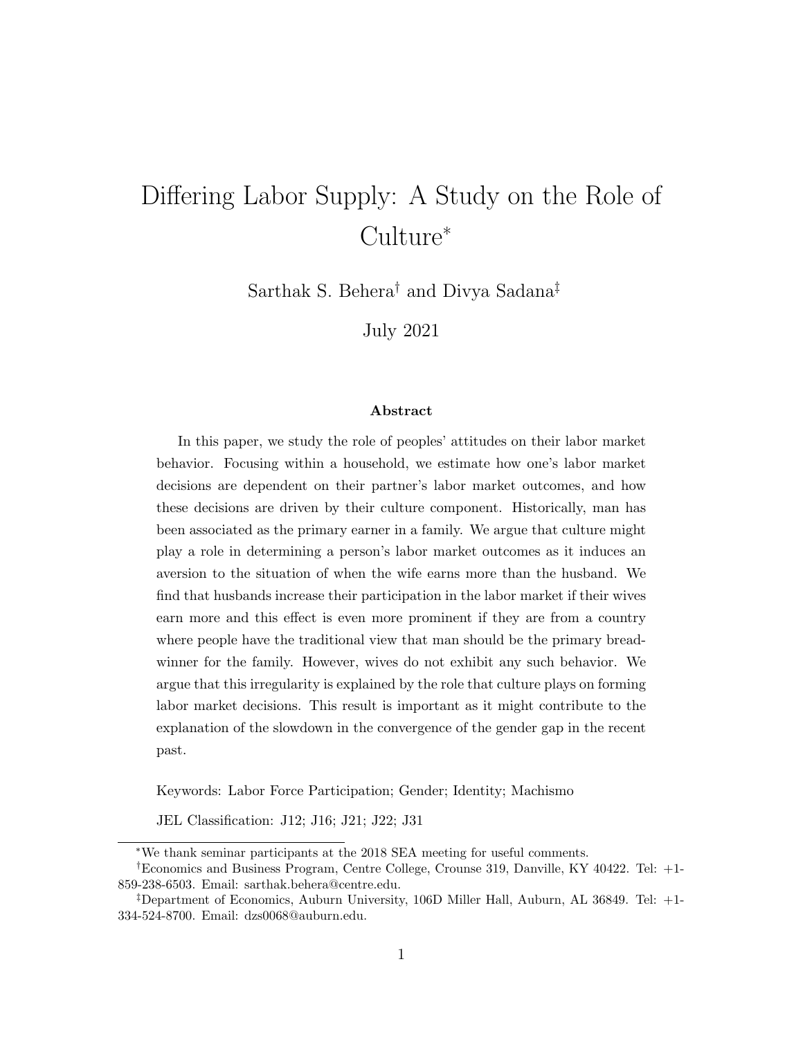# Differing Labor Supply: A Study on the Role of Culture[*]

Sarthak S. Behera[†] and Divya Sadana[‡]

July 2021

### Abstract

In this paper, we study the role of peoples' attitudes on their labor market behavior. Focusing within a household, we estimate how one's labor market decisions are dependent on their partner's labor market outcomes, and how these decisions are driven by their culture component. Historically, man has been associated as the primary earner in a family. We argue that culture might play a role in determining a person's labor market outcomes as it induces an aversion to the situation of when the wife earns more than the husband. We find that husbands increase their participation in the labor market if their wives earn more and this effect is even more prominent if they are from a country where people have the traditional view that man should be the primary bread-winner for the family. However, wives do not exhibit any such behavior. We argue that this irregularity is explained by the role that culture plays on forming labor market decisions. This result is important as it might contribute to the explanation of the slowdown in the convergence of the gender gap in the recent past.

Keywords: Labor Force Participation; Gender; Identity; Machismo

JEL Classification: J12; J16; J21; J22; J31

---

[*] We thank seminar participants at the 2018 SEA meeting for useful comments.

[†] Economics and Business Program, Centre College, Crounse 319, Danville, KY 40422. Tel: +1-859-238-6503. Email: sarthak.behera@centre.edu.

[‡] Department of Economics, Auburn University, 106D Miller Hall, Auburn, AL 36849. Tel: +1-334-524-8700. Email: dzs0068@auburn.edu.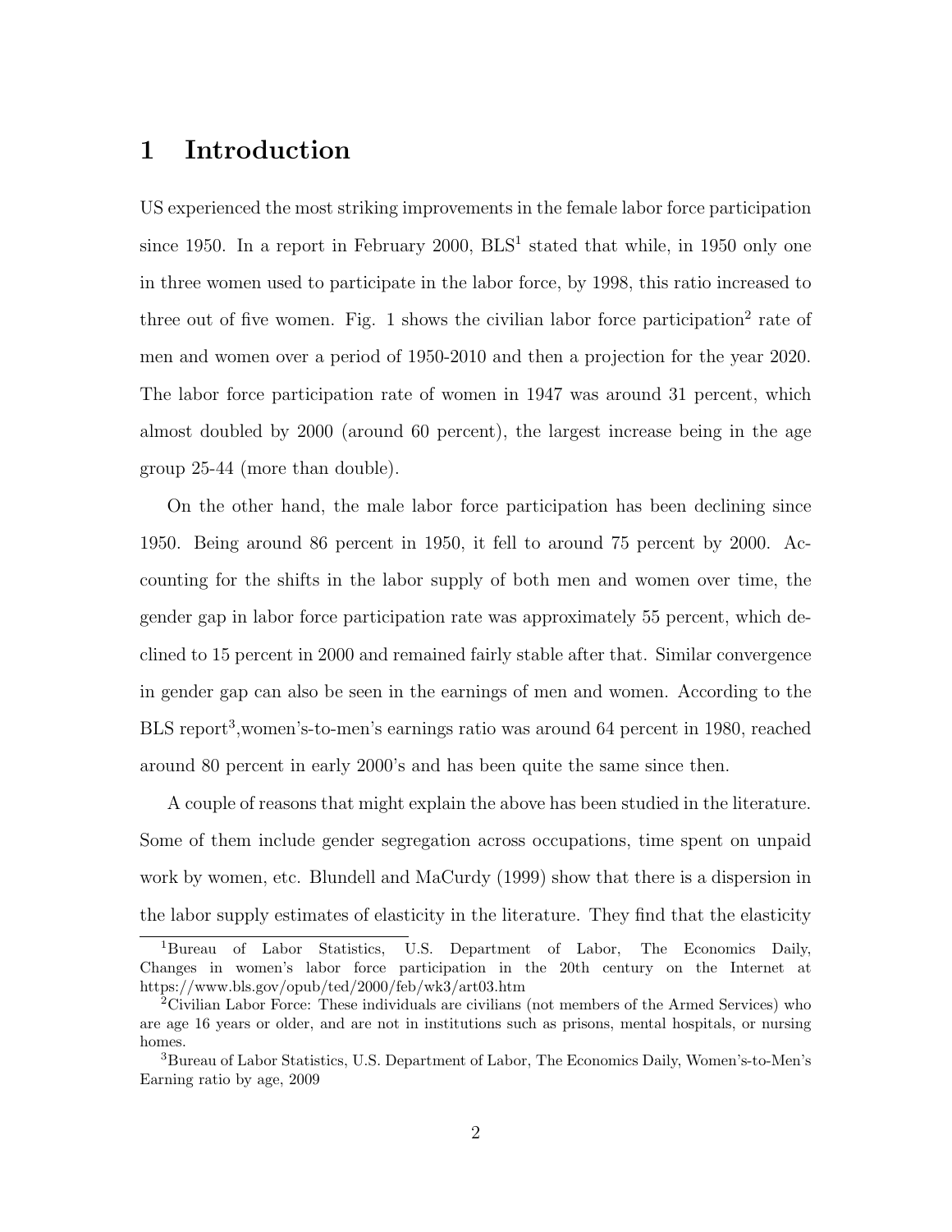# 1 Introduction

US experienced the most striking improvements in the female labor force participation since 1950. In a report in February 2000, BLS[1] stated that while, in 1950 only one in three women used to participate in the labor force, by 1998, this ratio increased to three out of five women. Fig. 1 shows the civilian labor force participation[2] rate of men and women over a period of 1950-2010 and then a projection for the year 2020. The labor force participation rate of women in 1947 was around 31 percent, which almost doubled by 2000 (around 60 percent), the largest increase being in the age group 25-44 (more than double).

On the other hand, the male labor force participation has been declining since 1950. Being around 86 percent in 1950, it fell to around 75 percent by 2000. Accounting for the shifts in the labor supply of both men and women over time, the gender gap in labor force participation rate was approximately 55 percent, which declined to 15 percent in 2000 and remained fairly stable after that. Similar convergence in gender gap can also be seen in the earnings of men and women. According to the BLS report[3],women's-to-men's earnings ratio was around 64 percent in 1980, reached around 80 percent in early 2000's and has been quite the same since then.

A couple of reasons that might explain the above has been studied in the literature. Some of them include gender segregation across occupations, time spent on unpaid work by women, etc. Blundell and MaCurdy (1999) show that there is a dispersion in the labor supply estimates of elasticity in the literature. They find that the elasticity

---

[1] Bureau of Labor Statistics, U.S. Department of Labor, The Economics Daily, Changes in women's labor force participation in the 20th century on the Internet at https://www.bls.gov/opub/ted/2000/feb/wk3/art03.htm

[2] Civilian Labor Force: These individuals are civilians (not members of the Armed Services) who are age 16 years or older, and are not in institutions such as prisons, mental hospitals, or nursing homes.

[3] Bureau of Labor Statistics, U.S. Department of Labor, The Economics Daily, Women's-to-Men's Earning ratio by age, 2009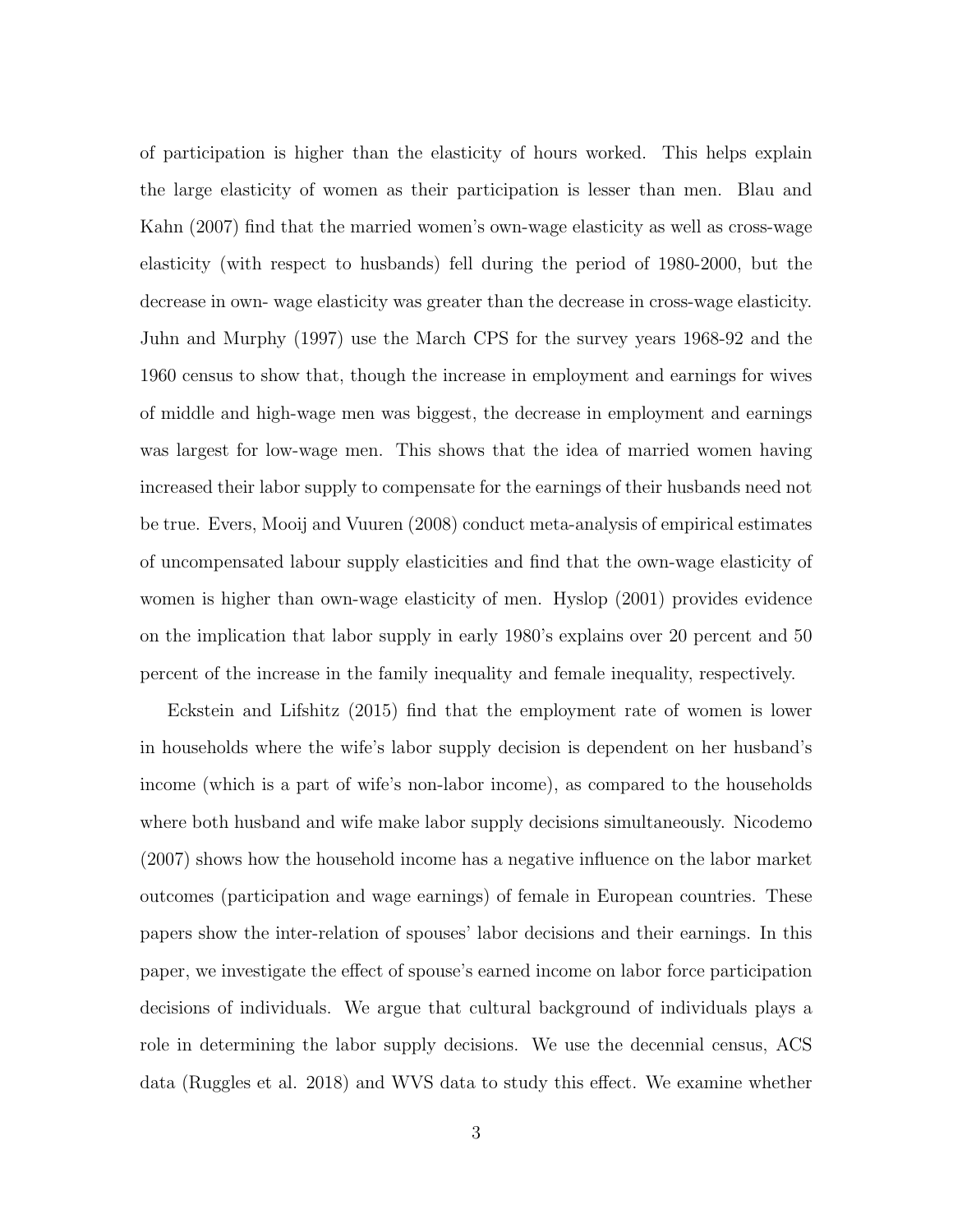of participation is higher than the elasticity of hours worked. This helps explain the large elasticity of women as their participation is lesser than men. Blau and Kahn (2007) find that the married women's own-wage elasticity as well as cross-wage elasticity (with respect to husbands) fell during the period of 1980-2000, but the decrease in own- wage elasticity was greater than the decrease in cross-wage elasticity. Juhn and Murphy (1997) use the March CPS for the survey years 1968-92 and the 1960 census to show that, though the increase in employment and earnings for wives of middle and high-wage men was biggest, the decrease in employment and earnings was largest for low-wage men. This shows that the idea of married women having increased their labor supply to compensate for the earnings of their husbands need not be true. Evers, Mooij and Vuuren (2008) conduct meta-analysis of empirical estimates of uncompensated labour supply elasticities and find that the own-wage elasticity of women is higher than own-wage elasticity of men. Hyslop (2001) provides evidence on the implication that labor supply in early 1980's explains over 20 percent and 50 percent of the increase in the family inequality and female inequality, respectively.

Eckstein and Lifshitz (2015) find that the employment rate of women is lower in households where the wife's labor supply decision is dependent on her husband's income (which is a part of wife's non-labor income), as compared to the households where both husband and wife make labor supply decisions simultaneously. Nicodemo (2007) shows how the household income has a negative influence on the labor market outcomes (participation and wage earnings) of female in European countries. These papers show the inter-relation of spouses' labor decisions and their earnings. In this paper, we investigate the effect of spouse's earned income on labor force participation decisions of individuals. We argue that cultural background of individuals plays a role in determining the labor supply decisions. We use the decennial census, ACS data (Ruggles et al. 2018) and WVS data to study this effect. We examine whether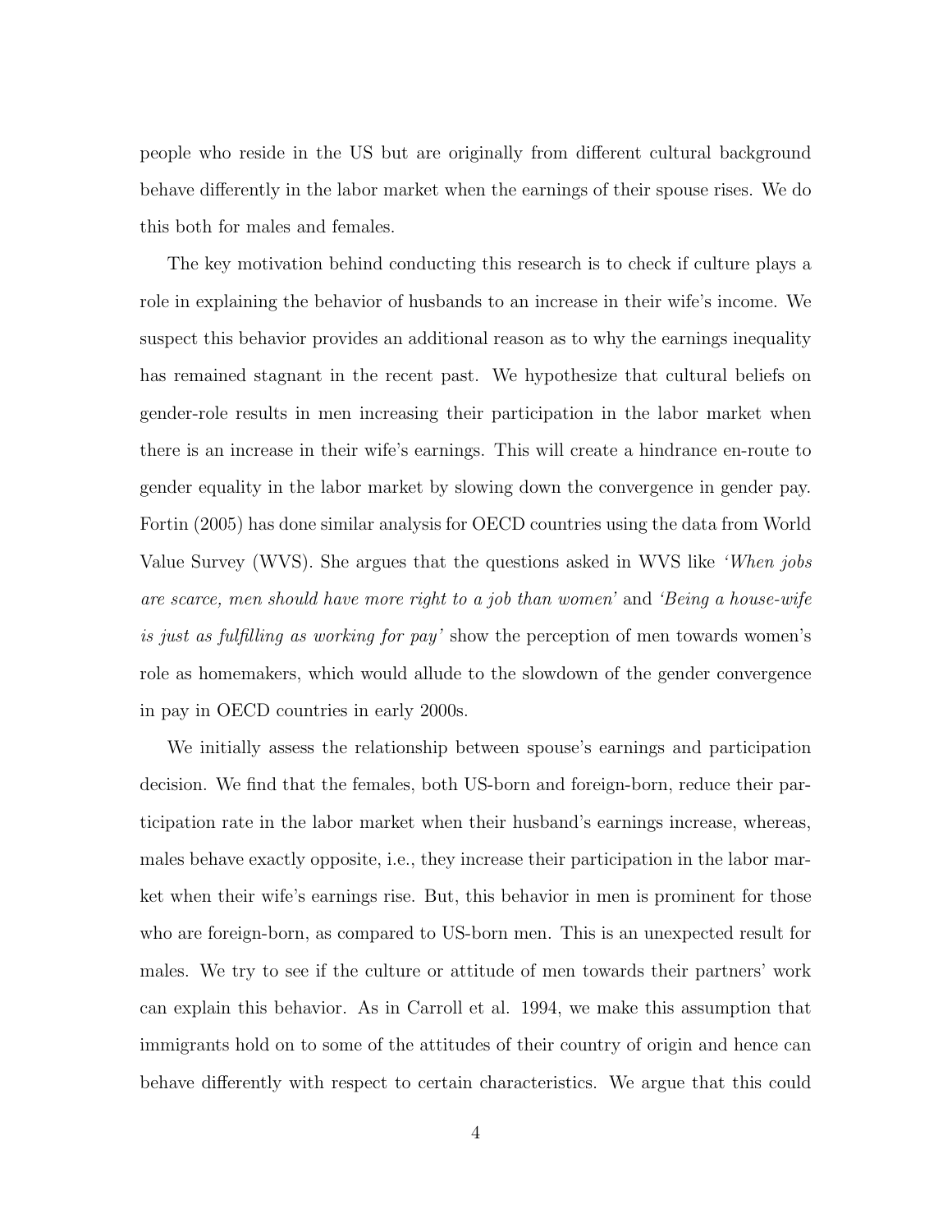people who reside in the US but are originally from different cultural background behave differently in the labor market when the earnings of their spouse rises. We do this both for males and females.

The key motivation behind conducting this research is to check if culture plays a role in explaining the behavior of husbands to an increase in their wife's income. We suspect this behavior provides an additional reason as to why the earnings inequality has remained stagnant in the recent past. We hypothesize that cultural beliefs on gender-role results in men increasing their participation in the labor market when there is an increase in their wife's earnings. This will create a hindrance en-route to gender equality in the labor market by slowing down the convergence in gender pay. Fortin (2005) has done similar analysis for OECD countries using the data from World Value Survey (WVS). She argues that the questions asked in WVS like *'When jobs are scarce, men should have more right to a job than women'* and *'Being a house-wife is just as fulfilling as working for pay'* show the perception of men towards women's role as homemakers, which would allude to the slowdown of the gender convergence in pay in OECD countries in early 2000s.

We initially assess the relationship between spouse's earnings and participation decision. We find that the females, both US-born and foreign-born, reduce their participation rate in the labor market when their husband's earnings increase, whereas, males behave exactly opposite, i.e., they increase their participation in the labor market when their wife's earnings rise. But, this behavior in men is prominent for those who are foreign-born, as compared to US-born men. This is an unexpected result for males. We try to see if the culture or attitude of men towards their partners' work can explain this behavior. As in Carroll et al. 1994, we make this assumption that immigrants hold on to some of the attitudes of their country of origin and hence can behave differently with respect to certain characteristics. We argue that this could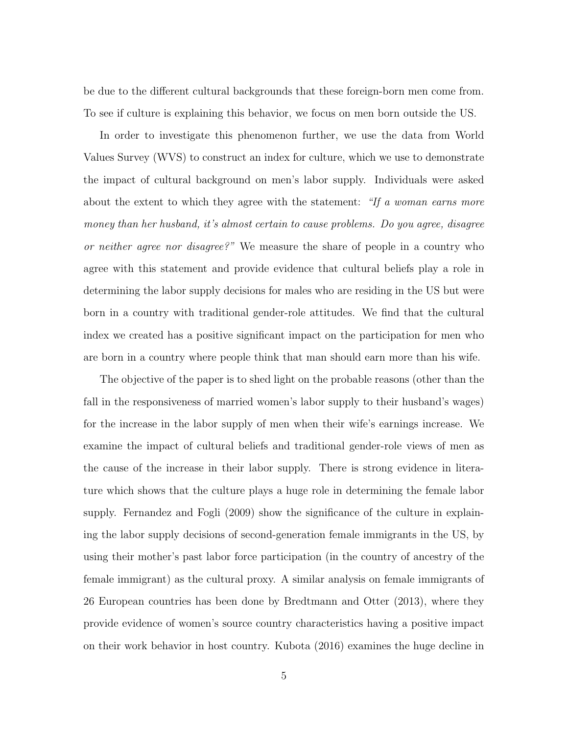be due to the different cultural backgrounds that these foreign-born men come from. To see if culture is explaining this behavior, we focus on men born outside the US.

In order to investigate this phenomenon further, we use the data from World Values Survey (WVS) to construct an index for culture, which we use to demonstrate the impact of cultural background on men's labor supply. Individuals were asked about the extent to which they agree with the statement: *"If a woman earns more money than her husband, it's almost certain to cause problems. Do you agree, disagree or neither agree nor disagree?"* We measure the share of people in a country who agree with this statement and provide evidence that cultural beliefs play a role in determining the labor supply decisions for males who are residing in the US but were born in a country with traditional gender-role attitudes. We find that the cultural index we created has a positive significant impact on the participation for men who are born in a country where people think that man should earn more than his wife.

The objective of the paper is to shed light on the probable reasons (other than the fall in the responsiveness of married women's labor supply to their husband's wages) for the increase in the labor supply of men when their wife's earnings increase. We examine the impact of cultural beliefs and traditional gender-role views of men as the cause of the increase in their labor supply. There is strong evidence in literature which shows that the culture plays a huge role in determining the female labor supply. Fernandez and Fogli (2009) show the significance of the culture in explaining the labor supply decisions of second-generation female immigrants in the US, by using their mother's past labor force participation (in the country of ancestry of the female immigrant) as the cultural proxy. A similar analysis on female immigrants of 26 European countries has been done by Bredtmann and Otter (2013), where they provide evidence of women's source country characteristics having a positive impact on their work behavior in host country. Kubota (2016) examines the huge decline in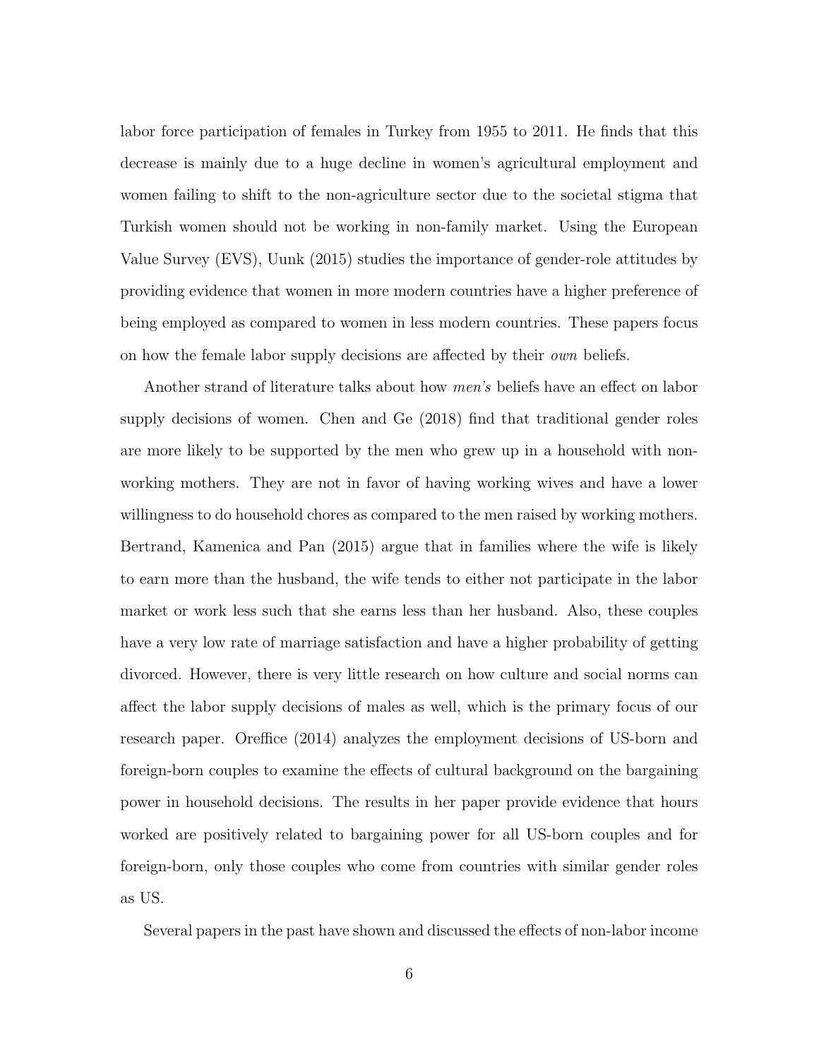labor force participation of females in Turkey from 1955 to 2011. He finds that this decrease is mainly due to a huge decline in women's agricultural employment and women failing to shift to the non-agriculture sector due to the societal stigma that Turkish women should not be working in non-family market. Using the European Value Survey (EVS), Uunk (2015) studies the importance of gender-role attitudes by providing evidence that women in more modern countries have a higher preference of being employed as compared to women in less modern countries. These papers focus on how the female labor supply decisions are affected by their *own* beliefs.

Another strand of literature talks about how *men's* beliefs have an effect on labor supply decisions of women. Chen and Ge (2018) find that traditional gender roles are more likely to be supported by the men who grew up in a household with non-working mothers. They are not in favor of having working wives and have a lower willingness to do household chores as compared to the men raised by working mothers. Bertrand, Kamenica and Pan (2015) argue that in families where the wife is likely to earn more than the husband, the wife tends to either not participate in the labor market or work less such that she earns less than her husband. Also, these couples have a very low rate of marriage satisfaction and have a higher probability of getting divorced. However, there is very little research on how culture and social norms can affect the labor supply decisions of males as well, which is the primary focus of our research paper. Oreffice (2014) analyzes the employment decisions of US-born and foreign-born couples to examine the effects of cultural background on the bargaining power in household decisions. The results in her paper provide evidence that hours worked are positively related to bargaining power for all US-born couples and for foreign-born, only those couples who come from countries with similar gender roles as US.

Several papers in the past have shown and discussed the effects of non-labor income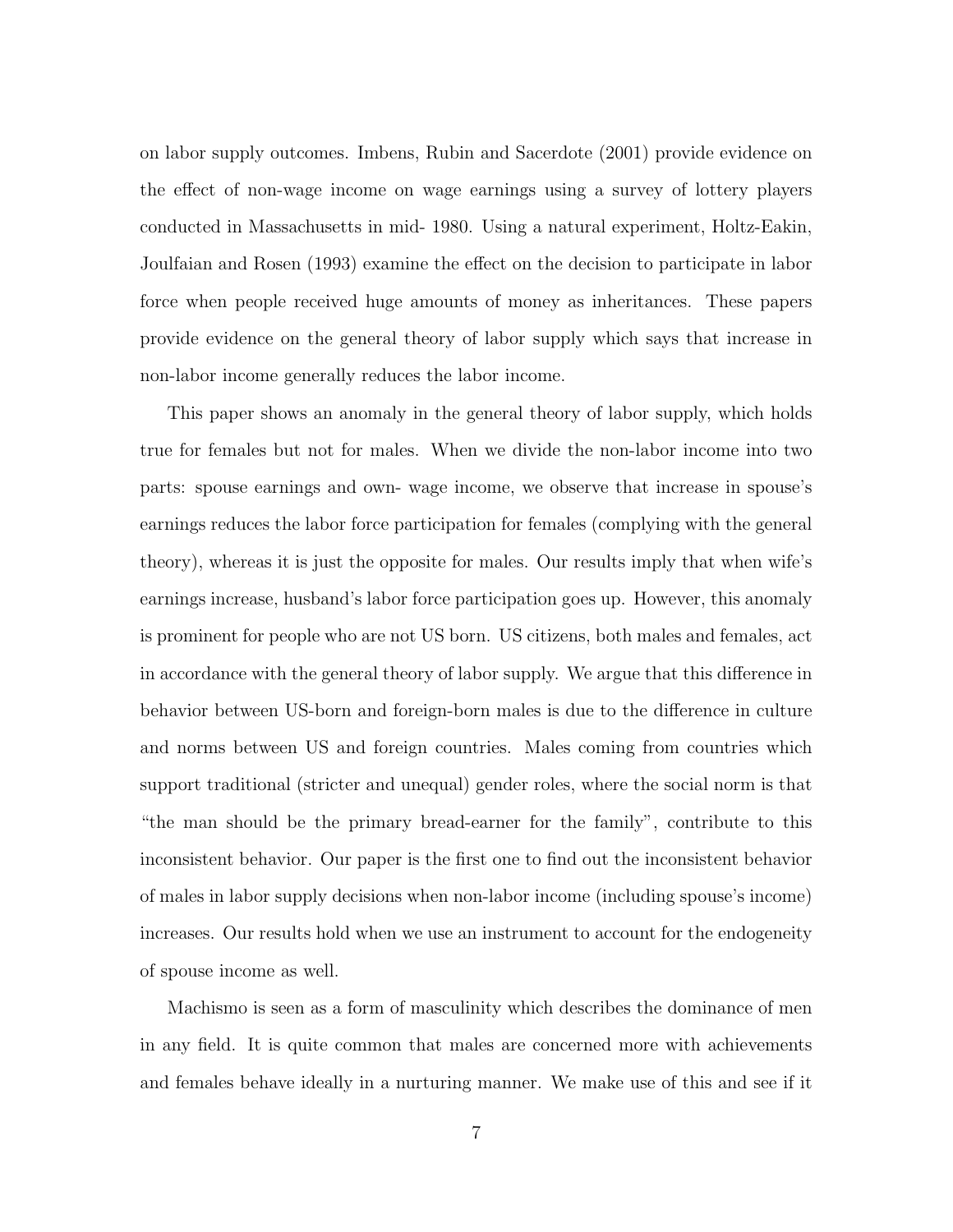on labor supply outcomes. Imbens, Rubin and Sacerdote (2001) provide evidence on the effect of non-wage income on wage earnings using a survey of lottery players conducted in Massachusetts in mid- 1980. Using a natural experiment, Holtz-Eakin, Joulfaian and Rosen (1993) examine the effect on the decision to participate in labor force when people received huge amounts of money as inheritances. These papers provide evidence on the general theory of labor supply which says that increase in non-labor income generally reduces the labor income.

This paper shows an anomaly in the general theory of labor supply, which holds true for females but not for males. When we divide the non-labor income into two parts: spouse earnings and own- wage income, we observe that increase in spouse's earnings reduces the labor force participation for females (complying with the general theory), whereas it is just the opposite for males. Our results imply that when wife's earnings increase, husband's labor force participation goes up. However, this anomaly is prominent for people who are not US born. US citizens, both males and females, act in accordance with the general theory of labor supply. We argue that this difference in behavior between US-born and foreign-born males is due to the difference in culture and norms between US and foreign countries. Males coming from countries which support traditional (stricter and unequal) gender roles, where the social norm is that "the man should be the primary bread-earner for the family", contribute to this inconsistent behavior. Our paper is the first one to find out the inconsistent behavior of males in labor supply decisions when non-labor income (including spouse's income) increases. Our results hold when we use an instrument to account for the endogeneity of spouse income as well.

Machismo is seen as a form of masculinity which describes the dominance of men in any field. It is quite common that males are concerned more with achievements and females behave ideally in a nurturing manner. We make use of this and see if it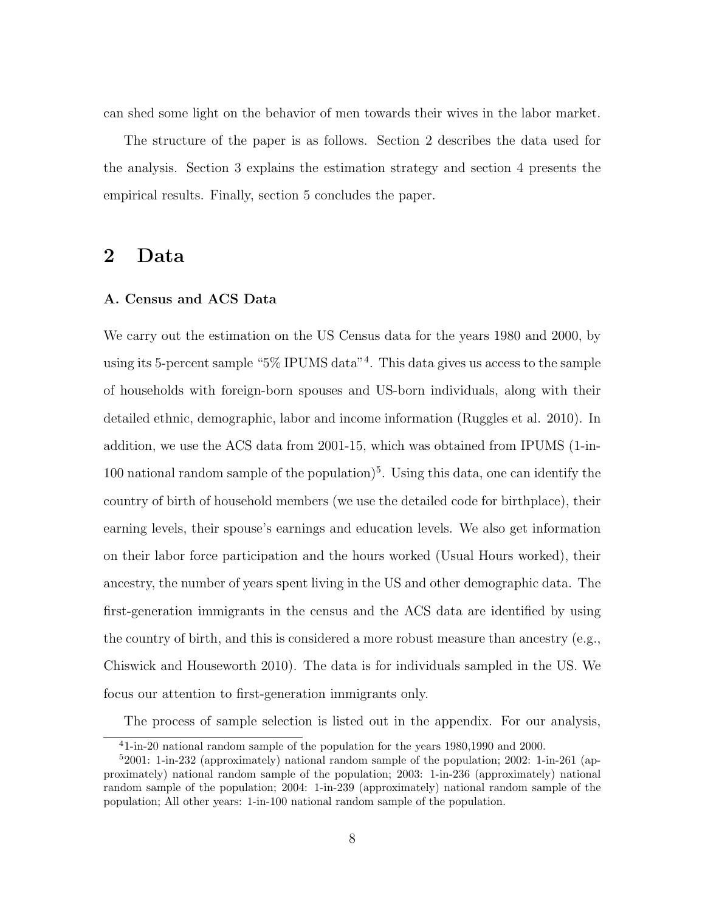can shed some light on the behavior of men towards their wives in the labor market.

The structure of the paper is as follows. Section 2 describes the data used for the analysis. Section 3 explains the estimation strategy and section 4 presents the empirical results. Finally, section 5 concludes the paper.

## 2 Data

### A. Census and ACS Data

We carry out the estimation on the US Census data for the years 1980 and 2000, by using its 5-percent sample "5% IPUMS data"[4]. This data gives us access to the sample of households with foreign-born spouses and US-born individuals, along with their detailed ethnic, demographic, labor and income information (Ruggles et al. 2010). In addition, we use the ACS data from 2001-15, which was obtained from IPUMS (1-in-100 national random sample of the population)[5]. Using this data, one can identify the country of birth of household members (we use the detailed code for birthplace), their earning levels, their spouse's earnings and education levels. We also get information on their labor force participation and the hours worked (Usual Hours worked), their ancestry, the number of years spent living in the US and other demographic data. The first-generation immigrants in the census and the ACS data are identified by using the country of birth, and this is considered a more robust measure than ancestry (e.g., Chiswick and Houseworth 2010). The data is for individuals sampled in the US. We focus our attention to first-generation immigrants only.

The process of sample selection is listed out in the appendix. For our analysis,

[4] 1-in-20 national random sample of the population for the years 1980,1990 and 2000.

[5] 2001: 1-in-232 (approximately) national random sample of the population; 2002: 1-in-261 (approximately) national random sample of the population; 2003: 1-in-236 (approximately) national random sample of the population; 2004: 1-in-239 (approximately) national random sample of the population; All other years: 1-in-100 national random sample of the population.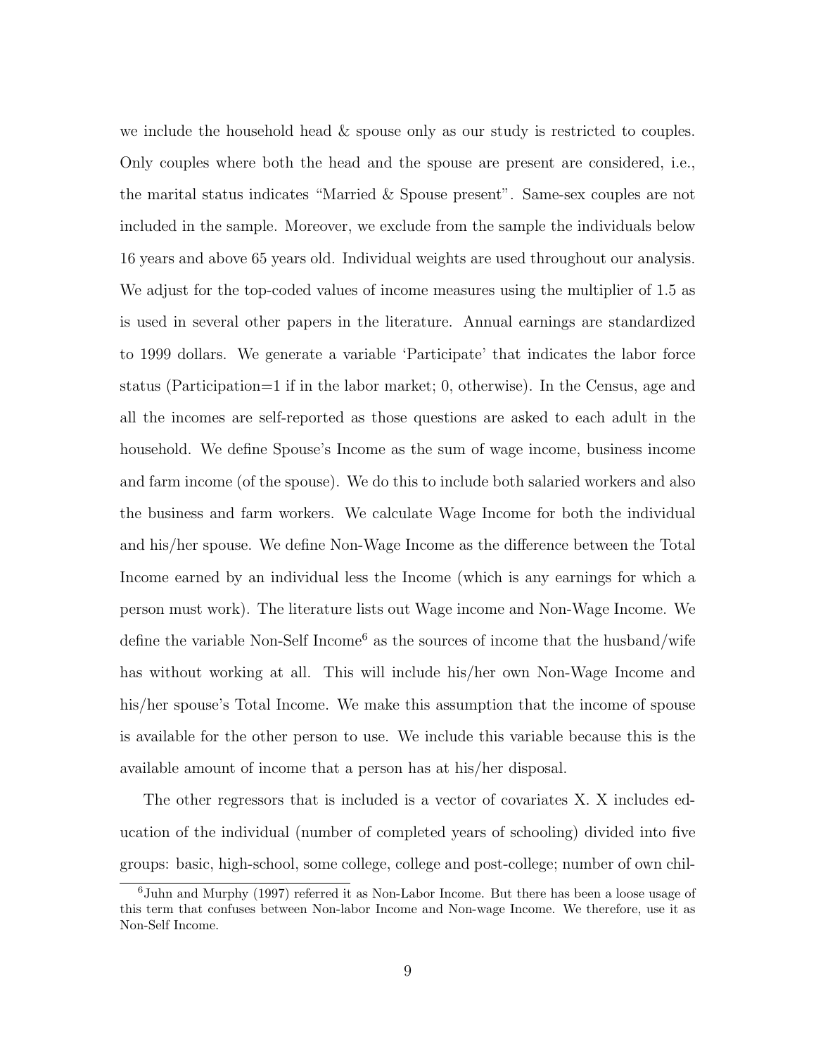we include the household head & spouse only as our study is restricted to couples. Only couples where both the head and the spouse are present are considered, i.e., the marital status indicates "Married & Spouse present". Same-sex couples are not included in the sample. Moreover, we exclude from the sample the individuals below 16 years and above 65 years old. Individual weights are used throughout our analysis. We adjust for the top-coded values of income measures using the multiplier of 1.5 as is used in several other papers in the literature. Annual earnings are standardized to 1999 dollars. We generate a variable 'Participate' that indicates the labor force status (Participation=1 if in the labor market; 0, otherwise). In the Census, age and all the incomes are self-reported as those questions are asked to each adult in the household. We define Spouse's Income as the sum of wage income, business income and farm income (of the spouse). We do this to include both salaried workers and also the business and farm workers. We calculate Wage Income for both the individual and his/her spouse. We define Non-Wage Income as the difference between the Total Income earned by an individual less the Income (which is any earnings for which a person must work). The literature lists out Wage income and Non-Wage Income. We define the variable Non-Self Income[6] as the sources of income that the husband/wife has without working at all. This will include his/her own Non-Wage Income and his/her spouse's Total Income. We make this assumption that the income of spouse is available for the other person to use. We include this variable because this is the available amount of income that a person has at his/her disposal.

The other regressors that is included is a vector of covariates X. X includes education of the individual (number of completed years of schooling) divided into five groups: basic, high-school, some college, college and post-college; number of own chil-

[6]Juhn and Murphy (1997) referred it as Non-Labor Income. But there has been a loose usage of this term that confuses between Non-labor Income and Non-wage Income. We therefore, use it as Non-Self Income.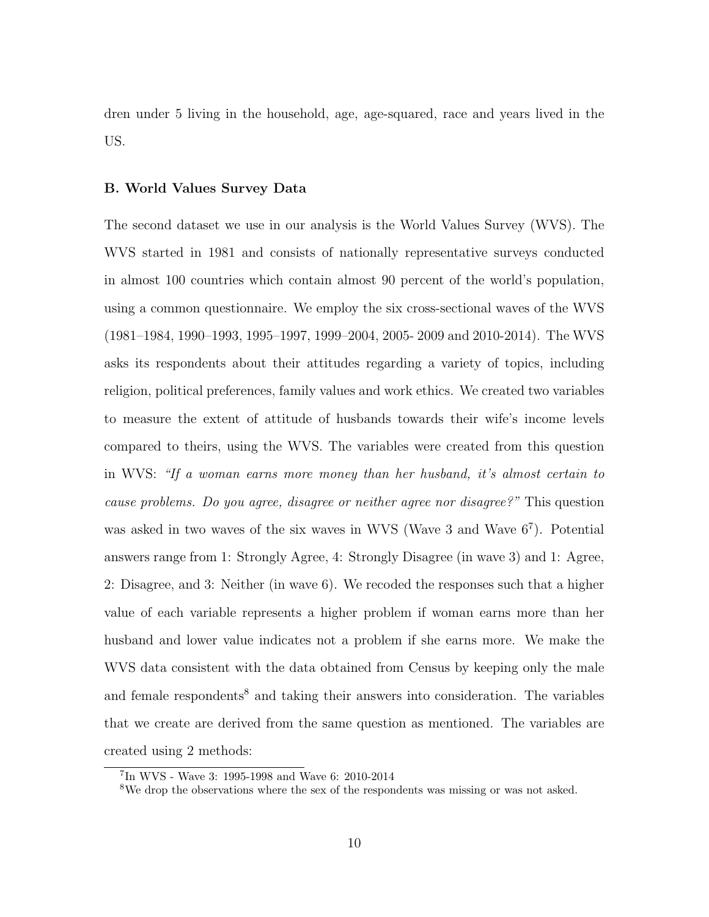dren under 5 living in the household, age, age-squared, race and years lived in the US.

### B. World Values Survey Data

The second dataset we use in our analysis is the World Values Survey (WVS). The WVS started in 1981 and consists of nationally representative surveys conducted in almost 100 countries which contain almost 90 percent of the world's population, using a common questionnaire. We employ the six cross-sectional waves of the WVS (1981–1984, 1990–1993, 1995–1997, 1999–2004, 2005- 2009 and 2010-2014). The WVS asks its respondents about their attitudes regarding a variety of topics, including religion, political preferences, family values and work ethics. We created two variables to measure the extent of attitude of husbands towards their wife's income levels compared to theirs, using the WVS. The variables were created from this question in WVS: *"If a woman earns more money than her husband, it's almost certain to cause problems. Do you agree, disagree or neither agree nor disagree?"* This question was asked in two waves of the six waves in WVS (Wave 3 and Wave 6[7]). Potential answers range from 1: Strongly Agree, 4: Strongly Disagree (in wave 3) and 1: Agree, 2: Disagree, and 3: Neither (in wave 6). We recoded the responses such that a higher value of each variable represents a higher problem if woman earns more than her husband and lower value indicates not a problem if she earns more. We make the WVS data consistent with the data obtained from Census by keeping only the male and female respondents[8] and taking their answers into consideration. The variables that we create are derived from the same question as mentioned. The variables are created using 2 methods:

[7] In WVS - Wave 3: 1995-1998 and Wave 6: 2010-2014

[8] We drop the observations where the sex of the respondents was missing or was not asked.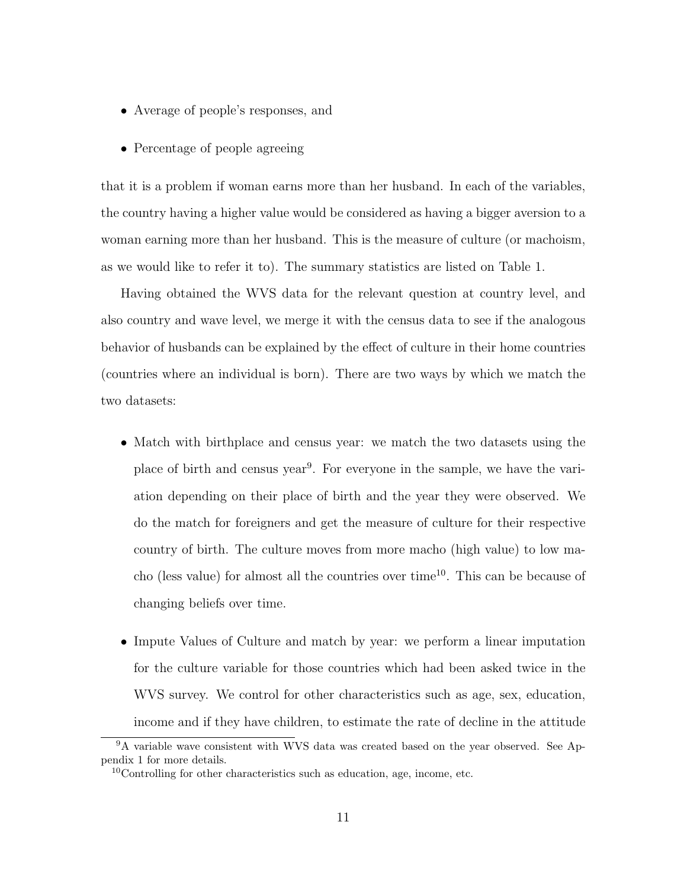- Average of people's responses, and
- Percentage of people agreeing

that it is a problem if woman earns more than her husband. In each of the variables, the country having a higher value would be considered as having a bigger aversion to a woman earning more than her husband. This is the measure of culture (or machoism, as we would like to refer it to). The summary statistics are listed on Table 1.

Having obtained the WVS data for the relevant question at country level, and also country and wave level, we merge it with the census data to see if the analogous behavior of husbands can be explained by the effect of culture in their home countries (countries where an individual is born). There are two ways by which we match the two datasets:

- Match with birthplace and census year: we match the two datasets using the place of birth and census year[9]. For everyone in the sample, we have the variation depending on their place of birth and the year they were observed. We do the match for foreigners and get the measure of culture for their respective country of birth. The culture moves from more macho (high value) to low macho (less value) for almost all the countries over time[10]. This can be because of changing beliefs over time.
- Impute Values of Culture and match by year: we perform a linear imputation for the culture variable for those countries which had been asked twice in the WVS survey. We control for other characteristics such as age, sex, education, income and if they have children, to estimate the rate of decline in the attitude

[9] A variable wave consistent with WVS data was created based on the year observed. See Appendix 1 for more details.

[10] Controlling for other characteristics such as education, age, income, etc.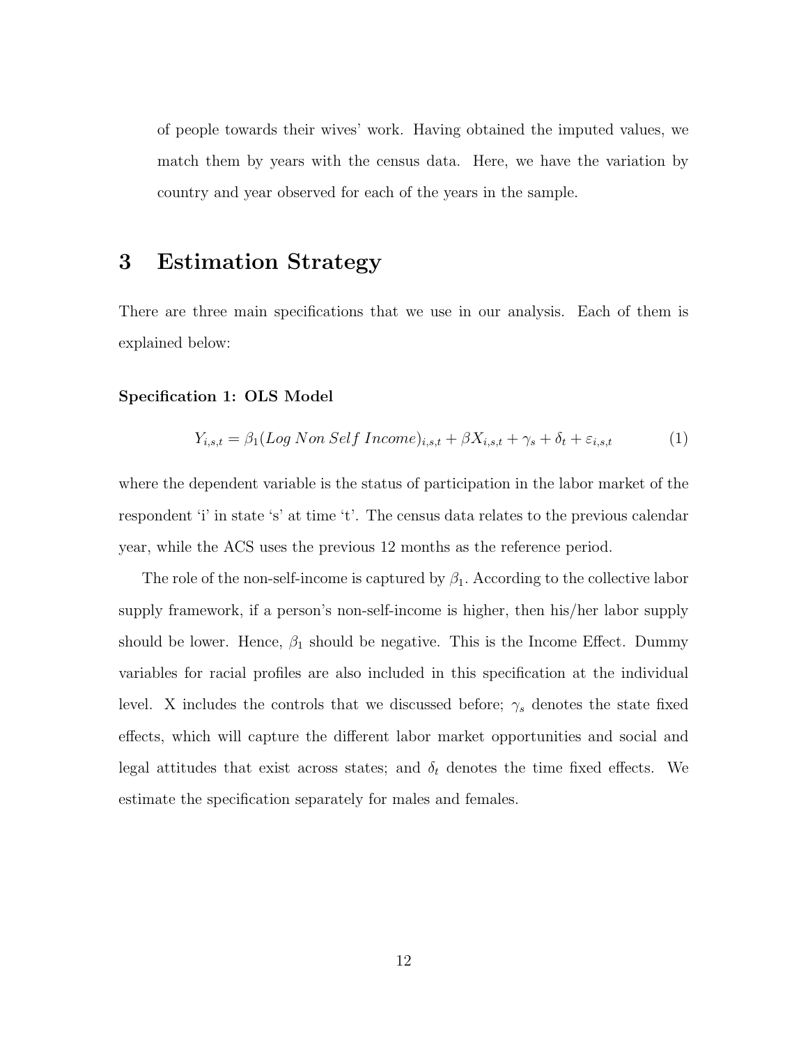of people towards their wives' work. Having obtained the imputed values, we match them by years with the census data. Here, we have the variation by country and year observed for each of the years in the sample.

# 3 Estimation Strategy

There are three main specifications that we use in our analysis. Each of them is explained below:

**Specification 1: OLS Model**

$$Y_{i,s,t} = \beta_1(Log\ Non\ Self\ Income)_{i,s,t} + \beta X_{i,s,t} + \gamma_s + \delta_t + \varepsilon_{i,s,t} \tag{1}$$

where the dependent variable is the status of participation in the labor market of the respondent 'i' in state 's' at time 't'. The census data relates to the previous calendar year, while the ACS uses the previous 12 months as the reference period.

The role of the non-self-income is captured by $\beta_1$. According to the collective labor supply framework, if a person's non-self-income is higher, then his/her labor supply should be lower. Hence, $\beta_1$ should be negative. This is the Income Effect. Dummy variables for racial profiles are also included in this specification at the individual level. X includes the controls that we discussed before; $\gamma_s$ denotes the state fixed effects, which will capture the different labor market opportunities and social and legal attitudes that exist across states; and $\delta_t$ denotes the time fixed effects. We estimate the specification separately for males and females.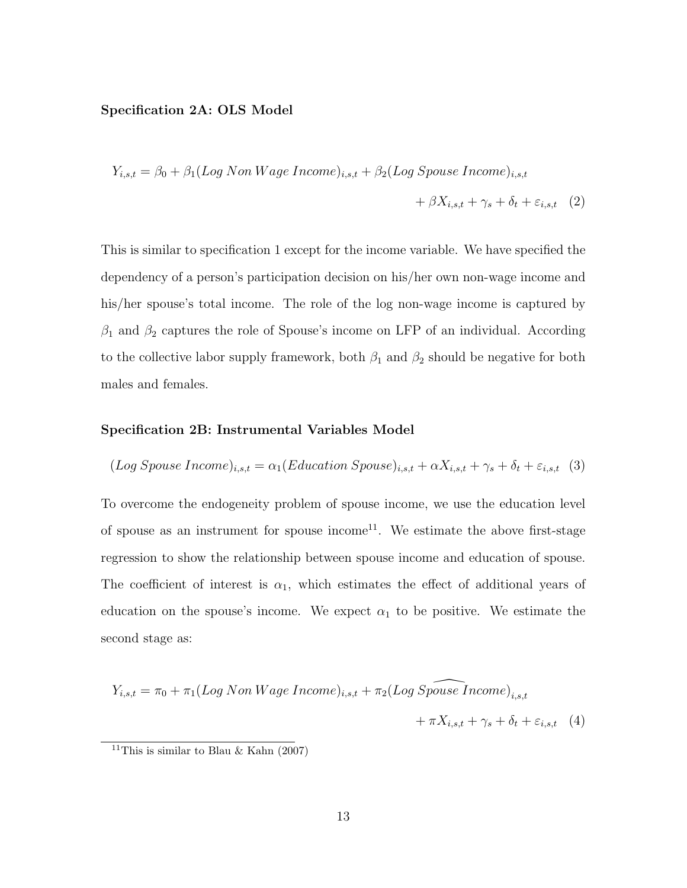**Specification 2A: OLS Model**

$$Y_{i,s,t} = \beta_0 + \beta_1(Log\ Non\ Wage\ Income)_{i,s,t} + \beta_2(Log\ Spouse\ Income)_{i,s,t} + \beta X_{i,s,t} + \gamma_s + \delta_t + \varepsilon_{i,s,t} \quad (2)$$

This is similar to specification 1 except for the income variable. We have specified the dependency of a person's participation decision on his/her own non-wage income and his/her spouse's total income. The role of the log non-wage income is captured by $\beta_1$ and $\beta_2$ captures the role of Spouse's income on LFP of an individual. According to the collective labor supply framework, both $\beta_1$ and $\beta_2$ should be negative for both males and females.

**Specification 2B: Instrumental Variables Model**

$$(Log\ Spouse\ Income)_{i,s,t} = \alpha_1(Education\ Spouse)_{i,s,t} + \alpha X_{i,s,t} + \gamma_s + \delta_t + \varepsilon_{i,s,t} \quad (3)$$

To overcome the endogeneity problem of spouse income, we use the education level of spouse as an instrument for spouse income[11]. We estimate the above first-stage regression to show the relationship between spouse income and education of spouse. The coefficient of interest is $\alpha_1$, which estimates the effect of additional years of education on the spouse's income. We expect $\alpha_1$ to be positive. We estimate the second stage as:

$$Y_{i,s,t} = \pi_0 + \pi_1(Log\ Non\ Wage\ Income)_{i,s,t} + \pi_2(Log\ \widehat{Spouse\ Income})_{i,s,t} + \pi X_{i,s,t} + \gamma_s + \delta_t + \varepsilon_{i,s,t} \quad (4)$$

[11] This is similar to Blau & Kahn (2007)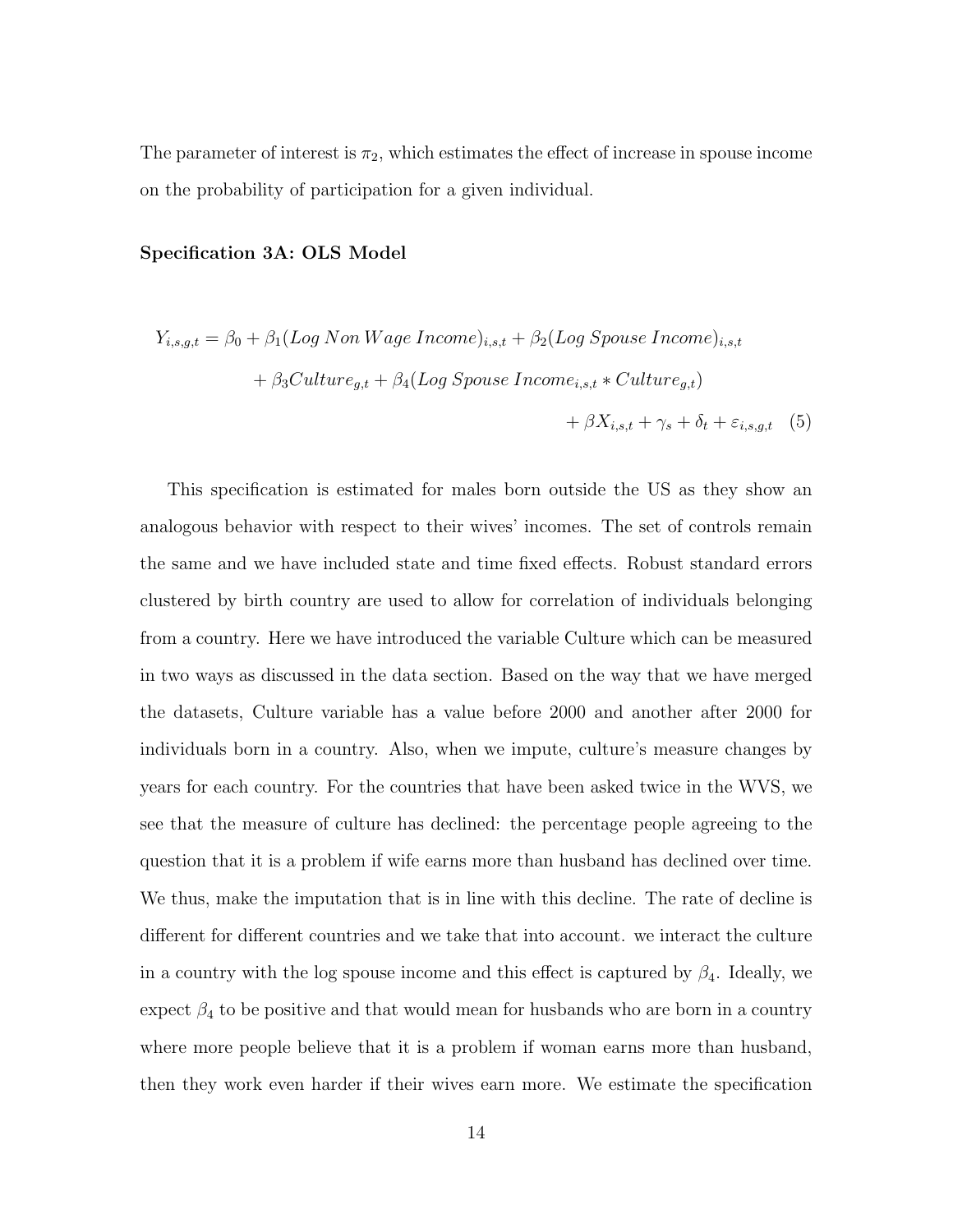The parameter of interest is $\pi_2$, which estimates the effect of increase in spouse income on the probability of participation for a given individual.

**Specification 3A: OLS Model**

$$
\begin{aligned}
Y_{i,s,g,t} = \beta_0 &+ \beta_1(Log\, Non\, Wage\, Income)_{i,s,t} + \beta_2(Log\, Spouse\, Income)_{i,s,t} \\
&+ \beta_3 Culture_{g,t} + \beta_4(Log\, Spouse\, Income_{i,s,t} * Culture_{g,t}) \\
&+ \beta X_{i,s,t} + \gamma_s + \delta_t + \varepsilon_{i,s,g,t} \quad (5)
\end{aligned}
$$

This specification is estimated for males born outside the US as they show an analogous behavior with respect to their wives' incomes. The set of controls remain the same and we have included state and time fixed effects. Robust standard errors clustered by birth country are used to allow for correlation of individuals belonging from a country. Here we have introduced the variable Culture which can be measured in two ways as discussed in the data section. Based on the way that we have merged the datasets, Culture variable has a value before 2000 and another after 2000 for individuals born in a country. Also, when we impute, culture's measure changes by years for each country. For the countries that have been asked twice in the WVS, we see that the measure of culture has declined: the percentage people agreeing to the question that it is a problem if wife earns more than husband has declined over time. We thus, make the imputation that is in line with this decline. The rate of decline is different for different countries and we take that into account. we interact the culture in a country with the log spouse income and this effect is captured by $\beta_4$. Ideally, we expect $\beta_4$ to be positive and that would mean for husbands who are born in a country where more people believe that it is a problem if woman earns more than husband, then they work even harder if their wives earn more. We estimate the specification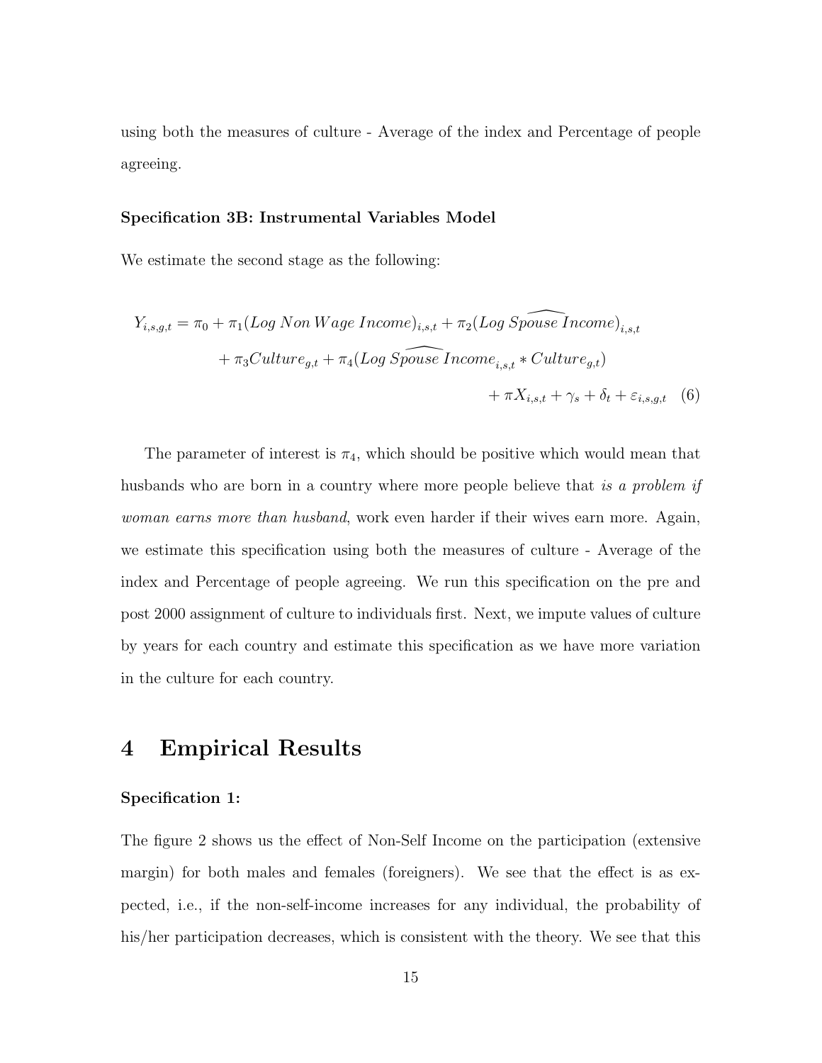using both the measures of culture - Average of the index and Percentage of people agreeing.

**Specification 3B: Instrumental Variables Model**

We estimate the second stage as the following:

$$
\begin{aligned}
Y_{i,s,g,t} = \pi_0 + \pi_1(Log\ Non\ Wage\ Income)_{i,s,t} + \pi_2(Log\ \widehat{Spouse\ Income})_{i,s,t} \\
+ \pi_3 Culture_{g,t} + \pi_4(Log\ \widehat{Spouse\ Income}_{i,s,t} * Culture_{g,t}) \\
+ \pi X_{i,s,t} + \gamma_s + \delta_t + \varepsilon_{i,s,g,t} \quad (6)
\end{aligned}
$$

The parameter of interest is $\pi_4$, which should be positive which would mean that husbands who are born in a country where more people believe that *is a problem if woman earns more than husband*, work even harder if their wives earn more. Again, we estimate this specification using both the measures of culture - Average of the index and Percentage of people agreeing. We run this specification on the pre and post 2000 assignment of culture to individuals first. Next, we impute values of culture by years for each country and estimate this specification as we have more variation in the culture for each country.

# 4 Empirical Results

**Specification 1:**

The figure 2 shows us the effect of Non-Self Income on the participation (extensive margin) for both males and females (foreigners). We see that the effect is as expected, i.e., if the non-self-income increases for any individual, the probability of his/her participation decreases, which is consistent with the theory. We see that this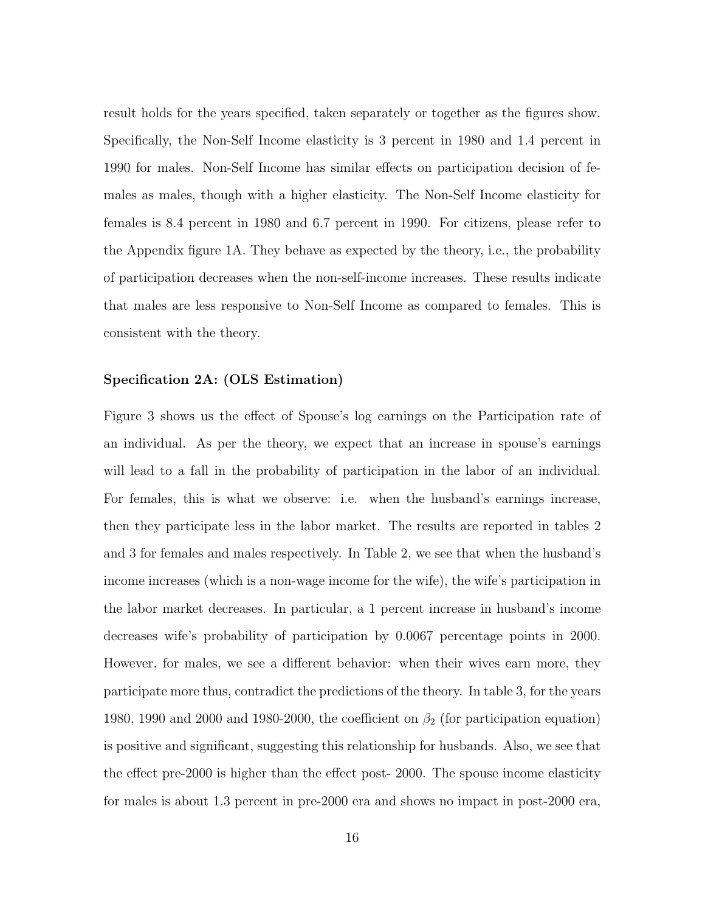result holds for the years specified, taken separately or together as the figures show. Specifically, the Non-Self Income elasticity is 3 percent in 1980 and 1.4 percent in 1990 for males. Non-Self Income has similar effects on participation decision of females as males, though with a higher elasticity. The Non-Self Income elasticity for females is 8.4 percent in 1980 and 6.7 percent in 1990. For citizens, please refer to the Appendix figure 1A. They behave as expected by the theory, i.e., the probability of participation decreases when the non-self-income increases. These results indicate that males are less responsive to Non-Self Income as compared to females. This is consistent with the theory.

**Specification 2A: (OLS Estimation)**

Figure 3 shows us the effect of Spouse's log earnings on the Participation rate of an individual. As per the theory, we expect that an increase in spouse's earnings will lead to a fall in the probability of participation in the labor of an individual. For females, this is what we observe: i.e. when the husband's earnings increase, then they participate less in the labor market. The results are reported in tables 2 and 3 for females and males respectively. In Table 2, we see that when the husband's income increases (which is a non-wage income for the wife), the wife's participation in the labor market decreases. In particular, a 1 percent increase in husband's income decreases wife's probability of participation by 0.0067 percentage points in 2000. However, for males, we see a different behavior: when their wives earn more, they participate more thus, contradict the predictions of the theory. In table 3, for the years 1980, 1990 and 2000 and 1980-2000, the coefficient on $\beta_2$ (for participation equation) is positive and significant, suggesting this relationship for husbands. Also, we see that the effect pre-2000 is higher than the effect post- 2000. The spouse income elasticity for males is about 1.3 percent in pre-2000 era and shows no impact in post-2000 era,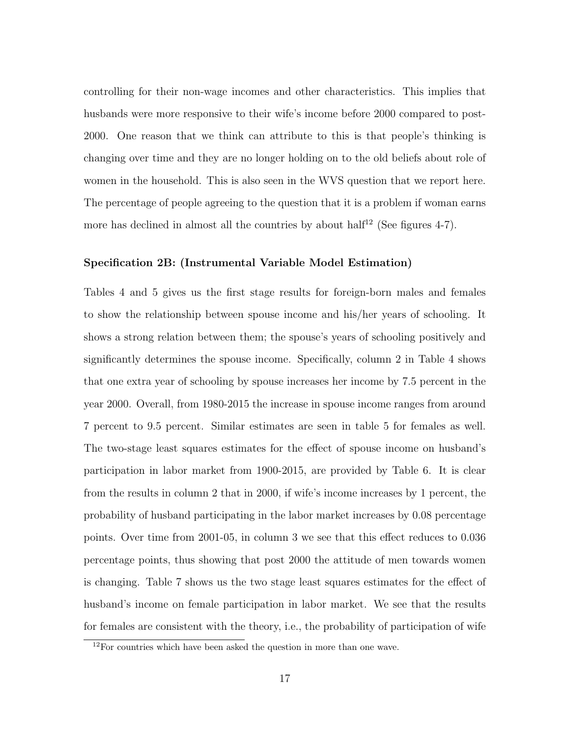controlling for their non-wage incomes and other characteristics. This implies that husbands were more responsive to their wife's income before 2000 compared to post-2000. One reason that we think can attribute to this is that people's thinking is changing over time and they are no longer holding on to the old beliefs about role of women in the household. This is also seen in the WVS question that we report here. The percentage of people agreeing to the question that it is a problem if woman earns more has declined in almost all the countries by about half[12] (See figures 4-7).

**Specification 2B: (Instrumental Variable Model Estimation)**

Tables 4 and 5 gives us the first stage results for foreign-born males and females to show the relationship between spouse income and his/her years of schooling. It shows a strong relation between them; the spouse's years of schooling positively and significantly determines the spouse income. Specifically, column 2 in Table 4 shows that one extra year of schooling by spouse increases her income by 7.5 percent in the year 2000. Overall, from 1980-2015 the increase in spouse income ranges from around 7 percent to 9.5 percent. Similar estimates are seen in table 5 for females as well. The two-stage least squares estimates for the effect of spouse income on husband's participation in labor market from 1900-2015, are provided by Table 6. It is clear from the results in column 2 that in 2000, if wife's income increases by 1 percent, the probability of husband participating in the labor market increases by 0.08 percentage points. Over time from 2001-05, in column 3 we see that this effect reduces to 0.036 percentage points, thus showing that post 2000 the attitude of men towards women is changing. Table 7 shows us the two stage least squares estimates for the effect of husband's income on female participation in labor market. We see that the results for females are consistent with the theory, i.e., the probability of participation of wife

[12] For countries which have been asked the question in more than one wave.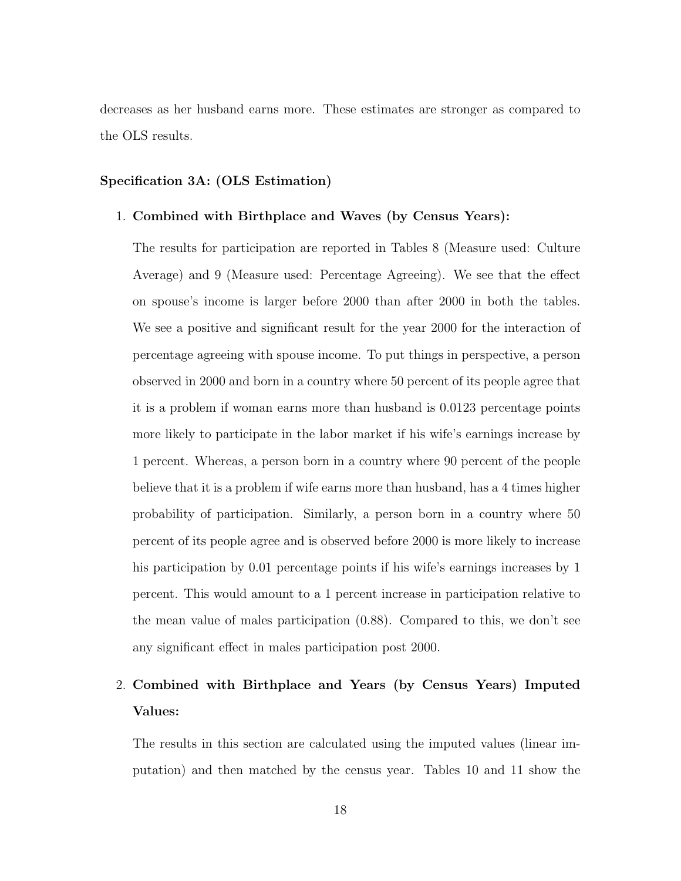decreases as her husband earns more. These estimates are stronger as compared to the OLS results.

**Specification 3A: (OLS Estimation)**

1. **Combined with Birthplace and Waves (by Census Years):**

   The results for participation are reported in Tables 8 (Measure used: Culture Average) and 9 (Measure used: Percentage Agreeing). We see that the effect on spouse's income is larger before 2000 than after 2000 in both the tables. We see a positive and significant result for the year 2000 for the interaction of percentage agreeing with spouse income. To put things in perspective, a person observed in 2000 and born in a country where 50 percent of its people agree that it is a problem if woman earns more than husband is 0.0123 percentage points more likely to participate in the labor market if his wife's earnings increase by 1 percent. Whereas, a person born in a country where 90 percent of the people believe that it is a problem if wife earns more than husband, has a 4 times higher probability of participation. Similarly, a person born in a country where 50 percent of its people agree and is observed before 2000 is more likely to increase his participation by 0.01 percentage points if his wife's earnings increases by 1 percent. This would amount to a 1 percent increase in participation relative to the mean value of males participation (0.88). Compared to this, we don't see any significant effect in males participation post 2000.

2. **Combined with Birthplace and Years (by Census Years) Imputed Values:**

   The results in this section are calculated using the imputed values (linear imputation) and then matched by the census year. Tables 10 and 11 show the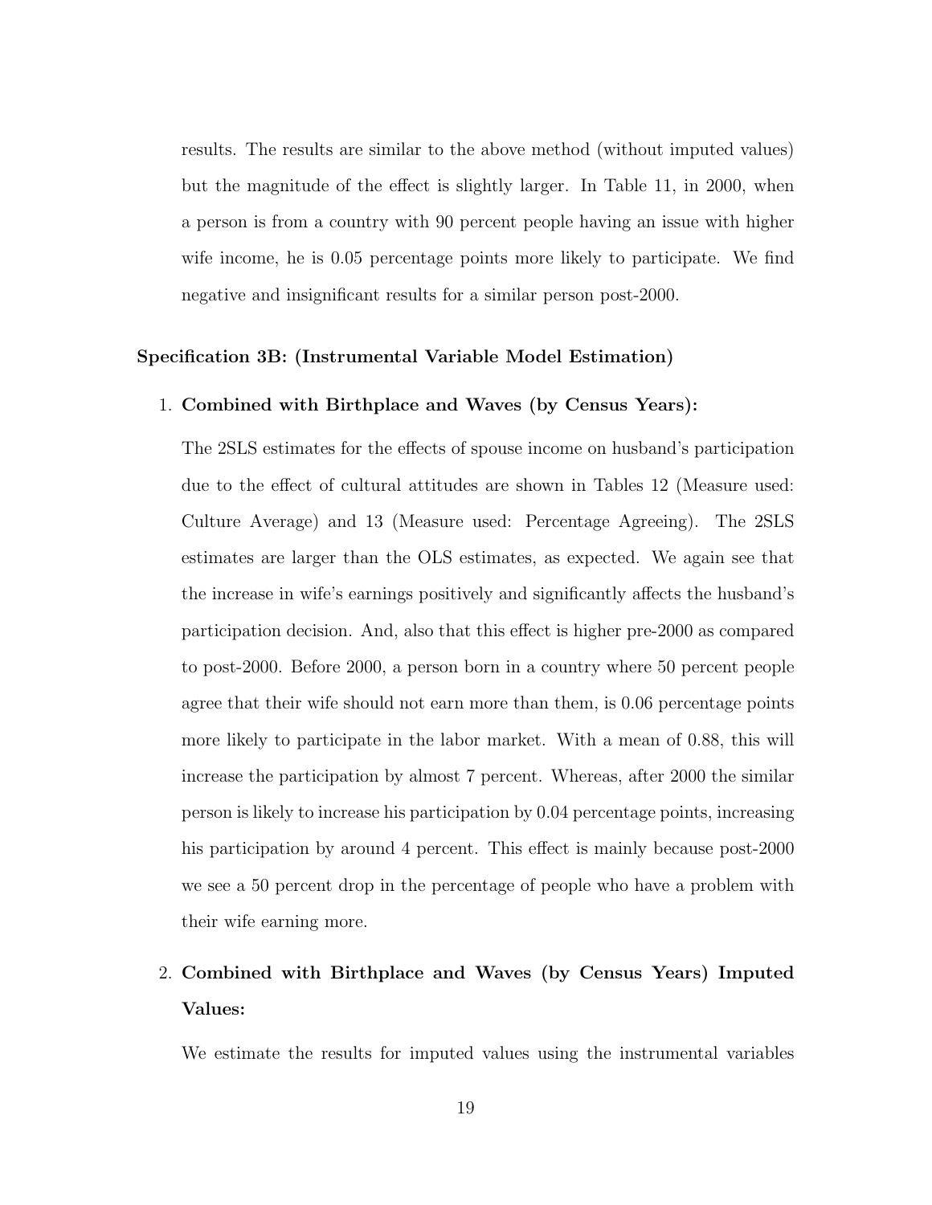results. The results are similar to the above method (without imputed values) but the magnitude of the effect is slightly larger. In Table 11, in 2000, when a person is from a country with 90 percent people having an issue with higher wife income, he is 0.05 percentage points more likely to participate. We find negative and insignificant results for a similar person post-2000.

**Specification 3B: (Instrumental Variable Model Estimation)**

1. **Combined with Birthplace and Waves (by Census Years):**

   The 2SLS estimates for the effects of spouse income on husband's participation due to the effect of cultural attitudes are shown in Tables 12 (Measure used: Culture Average) and 13 (Measure used: Percentage Agreeing). The 2SLS estimates are larger than the OLS estimates, as expected. We again see that the increase in wife's earnings positively and significantly affects the husband's participation decision. And, also that this effect is higher pre-2000 as compared to post-2000. Before 2000, a person born in a country where 50 percent people agree that their wife should not earn more than them, is 0.06 percentage points more likely to participate in the labor market. With a mean of 0.88, this will increase the participation by almost 7 percent. Whereas, after 2000 the similar person is likely to increase his participation by 0.04 percentage points, increasing his participation by around 4 percent. This effect is mainly because post-2000 we see a 50 percent drop in the percentage of people who have a problem with their wife earning more.

2. **Combined with Birthplace and Waves (by Census Years) Imputed Values:**

   We estimate the results for imputed values using the instrumental variables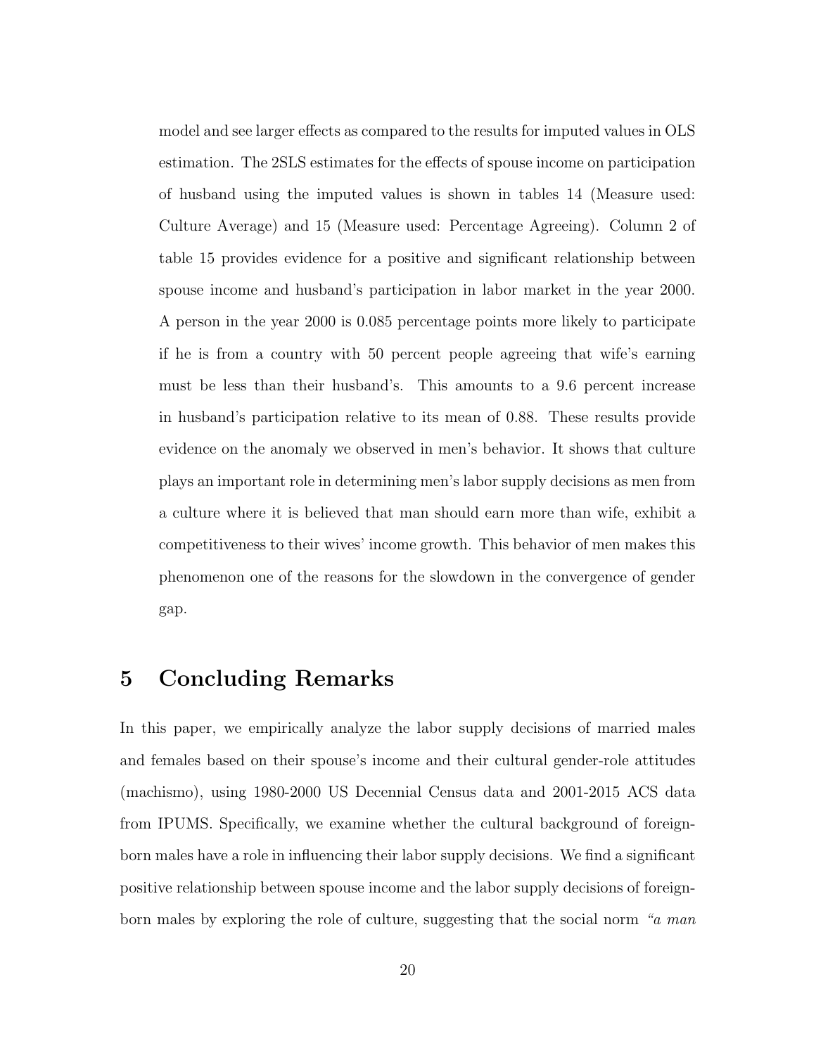model and see larger effects as compared to the results for imputed values in OLS estimation. The 2SLS estimates for the effects of spouse income on participation of husband using the imputed values is shown in tables 14 (Measure used: Culture Average) and 15 (Measure used: Percentage Agreeing). Column 2 of table 15 provides evidence for a positive and significant relationship between spouse income and husband's participation in labor market in the year 2000. A person in the year 2000 is 0.085 percentage points more likely to participate if he is from a country with 50 percent people agreeing that wife's earning must be less than their husband's. This amounts to a 9.6 percent increase in husband's participation relative to its mean of 0.88. These results provide evidence on the anomaly we observed in men's behavior. It shows that culture plays an important role in determining men's labor supply decisions as men from a culture where it is believed that man should earn more than wife, exhibit a competitiveness to their wives' income growth. This behavior of men makes this phenomenon one of the reasons for the slowdown in the convergence of gender gap.

# 5 Concluding Remarks

In this paper, we empirically analyze the labor supply decisions of married males and females based on their spouse's income and their cultural gender-role attitudes (machismo), using 1980-2000 US Decennial Census data and 2001-2015 ACS data from IPUMS. Specifically, we examine whether the cultural background of foreign-born males have a role in influencing their labor supply decisions. We find a significant positive relationship between spouse income and the labor supply decisions of foreign-born males by exploring the role of culture, suggesting that the social norm *"a man*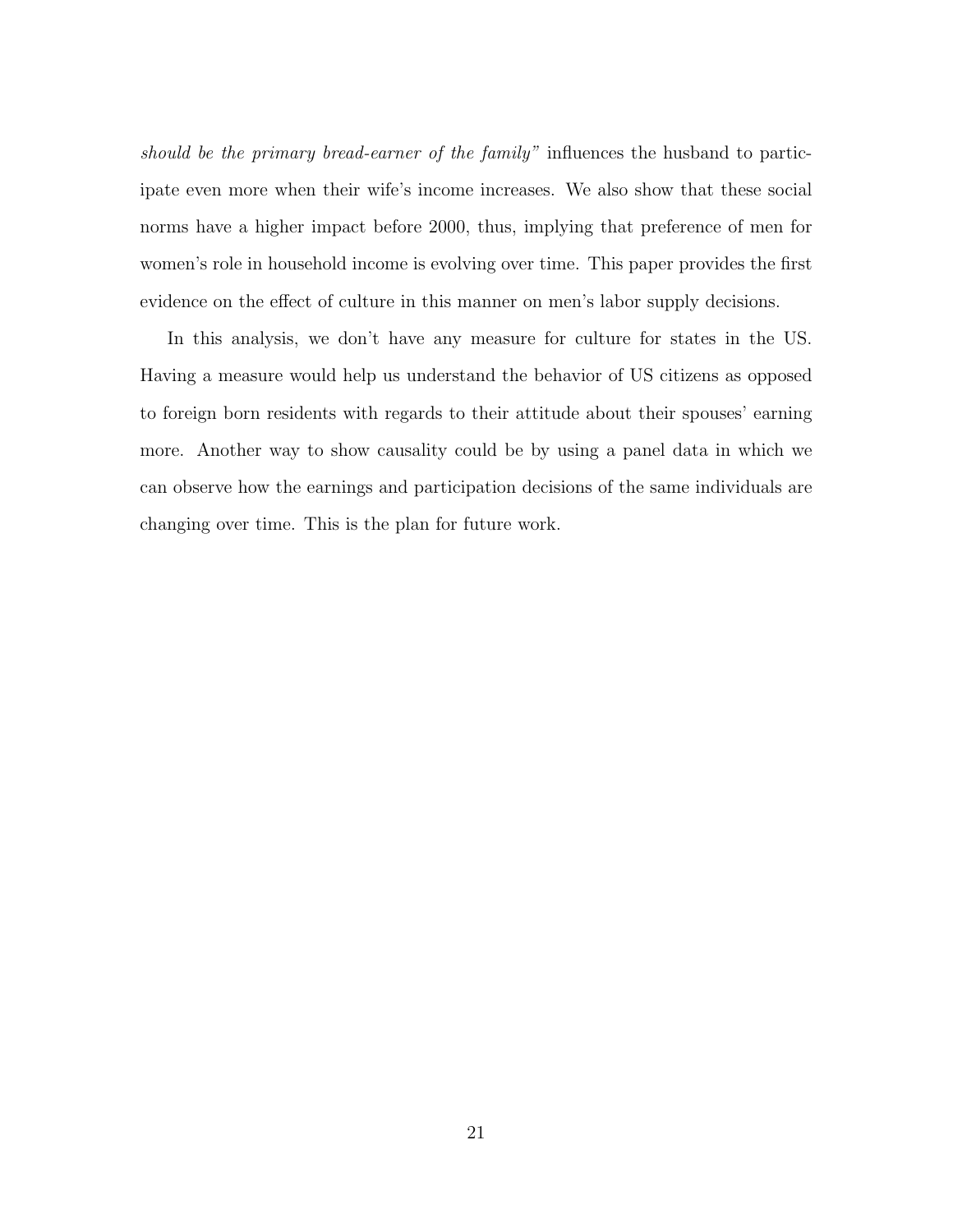*should be the primary bread-earner of the family"* influences the husband to participate even more when their wife's income increases. We also show that these social norms have a higher impact before 2000, thus, implying that preference of men for women's role in household income is evolving over time. This paper provides the first evidence on the effect of culture in this manner on men's labor supply decisions.

In this analysis, we don't have any measure for culture for states in the US. Having a measure would help us understand the behavior of US citizens as opposed to foreign born residents with regards to their attitude about their spouses' earning more. Another way to show causality could be by using a panel data in which we can observe how the earnings and participation decisions of the same individuals are changing over time. This is the plan for future work.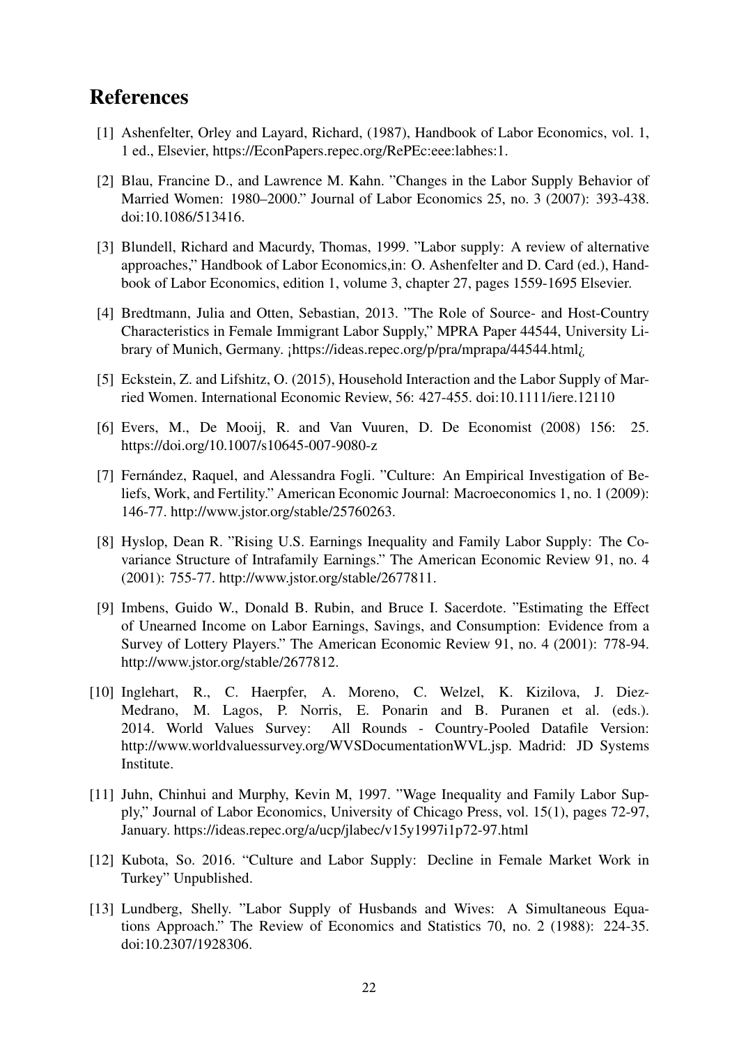## References

[1] Ashenfelter, Orley and Layard, Richard, (1987), Handbook of Labor Economics, vol. 1, 1 ed., Elsevier, https://EconPapers.repec.org/RePEc:eee:labhes:1.

[2] Blau, Francine D., and Lawrence M. Kahn. "Changes in the Labor Supply Behavior of Married Women: 1980–2000." Journal of Labor Economics 25, no. 3 (2007): 393-438. doi:10.1086/513416.

[3] Blundell, Richard and Macurdy, Thomas, 1999. "Labor supply: A review of alternative approaches," Handbook of Labor Economics,in: O. Ashenfelter and D. Card (ed.), Handbook of Labor Economics, edition 1, volume 3, chapter 27, pages 1559-1695 Elsevier.

[4] Bredtmann, Julia and Otten, Sebastian, 2013. "The Role of Source- and Host-Country Characteristics in Female Immigrant Labor Supply," MPRA Paper 44544, University Library of Munich, Germany. ¡https://ideas.repec.org/p/pra/mprapa/44544.html¿

[5] Eckstein, Z. and Lifshitz, O. (2015), Household Interaction and the Labor Supply of Married Women. International Economic Review, 56: 427-455. doi:10.1111/iere.12110

[6] Evers, M., De Mooij, R. and Van Vuuren, D. De Economist (2008) 156: 25. https://doi.org/10.1007/s10645-007-9080-z

[7] Fernández, Raquel, and Alessandra Fogli. "Culture: An Empirical Investigation of Beliefs, Work, and Fertility." American Economic Journal: Macroeconomics 1, no. 1 (2009): 146-77. http://www.jstor.org/stable/25760263.

[8] Hyslop, Dean R. "Rising U.S. Earnings Inequality and Family Labor Supply: The Covariance Structure of Intrafamily Earnings." The American Economic Review 91, no. 4 (2001): 755-77. http://www.jstor.org/stable/2677811.

[9] Imbens, Guido W., Donald B. Rubin, and Bruce I. Sacerdote. "Estimating the Effect of Unearned Income on Labor Earnings, Savings, and Consumption: Evidence from a Survey of Lottery Players." The American Economic Review 91, no. 4 (2001): 778-94. http://www.jstor.org/stable/2677812.

[10] Inglehart, R., C. Haerpfer, A. Moreno, C. Welzel, K. Kizilova, J. Diez-Medrano, M. Lagos, P. Norris, E. Ponarin and B. Puranen et al. (eds.). 2014. World Values Survey: All Rounds - Country-Pooled Datafile Version: http://www.worldvaluessurvey.org/WVSDocumentationWVL.jsp. Madrid: JD Systems Institute.

[11] Juhn, Chinhui and Murphy, Kevin M, 1997. "Wage Inequality and Family Labor Supply," Journal of Labor Economics, University of Chicago Press, vol. 15(1), pages 72-97, January. https://ideas.repec.org/a/ucp/jlabec/v15y1997i1p72-97.html

[12] Kubota, So. 2016. "Culture and Labor Supply: Decline in Female Market Work in Turkey" Unpublished.

[13] Lundberg, Shelly. "Labor Supply of Husbands and Wives: A Simultaneous Equations Approach." The Review of Economics and Statistics 70, no. 2 (1988): 224-35. doi:10.2307/1928306.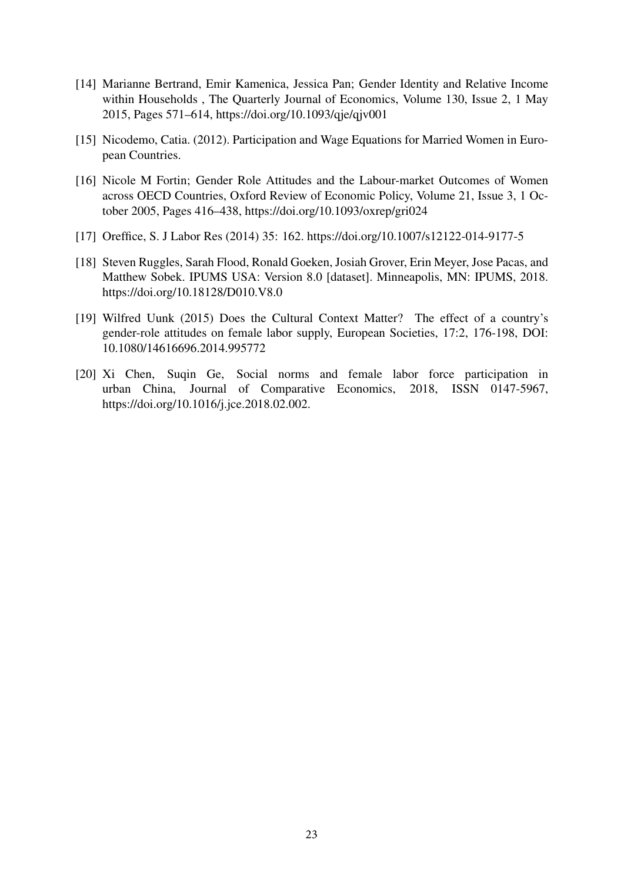[14] Marianne Bertrand, Emir Kamenica, Jessica Pan; Gender Identity and Relative Income within Households , The Quarterly Journal of Economics, Volume 130, Issue 2, 1 May 2015, Pages 571–614, https://doi.org/10.1093/qje/qjv001

[15] Nicodemo, Catia. (2012). Participation and Wage Equations for Married Women in European Countries.

[16] Nicole M Fortin; Gender Role Attitudes and the Labour-market Outcomes of Women across OECD Countries, Oxford Review of Economic Policy, Volume 21, Issue 3, 1 October 2005, Pages 416–438, https://doi.org/10.1093/oxrep/gri024

[17] Oreffice, S. J Labor Res (2014) 35: 162. https://doi.org/10.1007/s12122-014-9177-5

[18] Steven Ruggles, Sarah Flood, Ronald Goeken, Josiah Grover, Erin Meyer, Jose Pacas, and Matthew Sobek. IPUMS USA: Version 8.0 [dataset]. Minneapolis, MN: IPUMS, 2018. https://doi.org/10.18128/D010.V8.0

[19] Wilfred Uunk (2015) Does the Cultural Context Matter? The effect of a country's gender-role attitudes on female labor supply, European Societies, 17:2, 176-198, DOI: 10.1080/14616696.2014.995772

[20] Xi Chen, Suqin Ge, Social norms and female labor force participation in urban China, Journal of Comparative Economics, 2018, ISSN 0147-5967, https://doi.org/10.1016/j.jce.2018.02.002.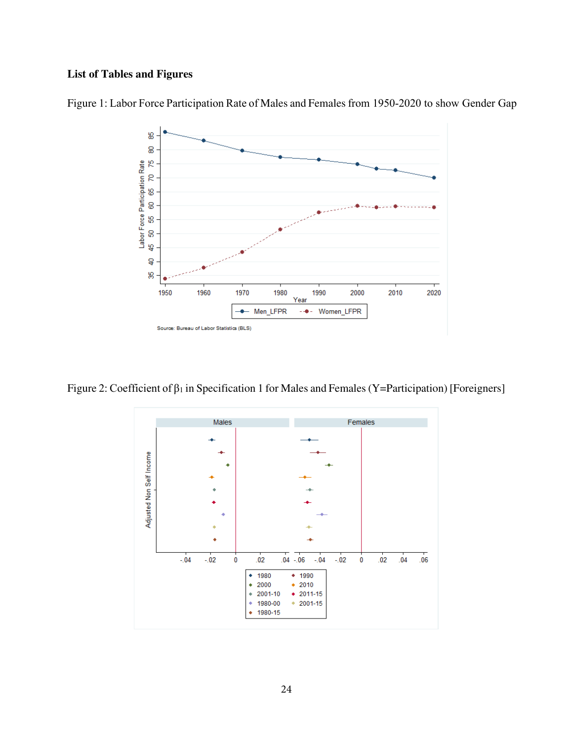**List of Tables and Figures**

Figure 1: Labor Force Participation Rate of Males and Females from 1950-2020 to show Gender Gap

Figure 2: Coefficient of $\beta_1$ in Specification 1 for Males and Females (Y=Participation) [Foreigners]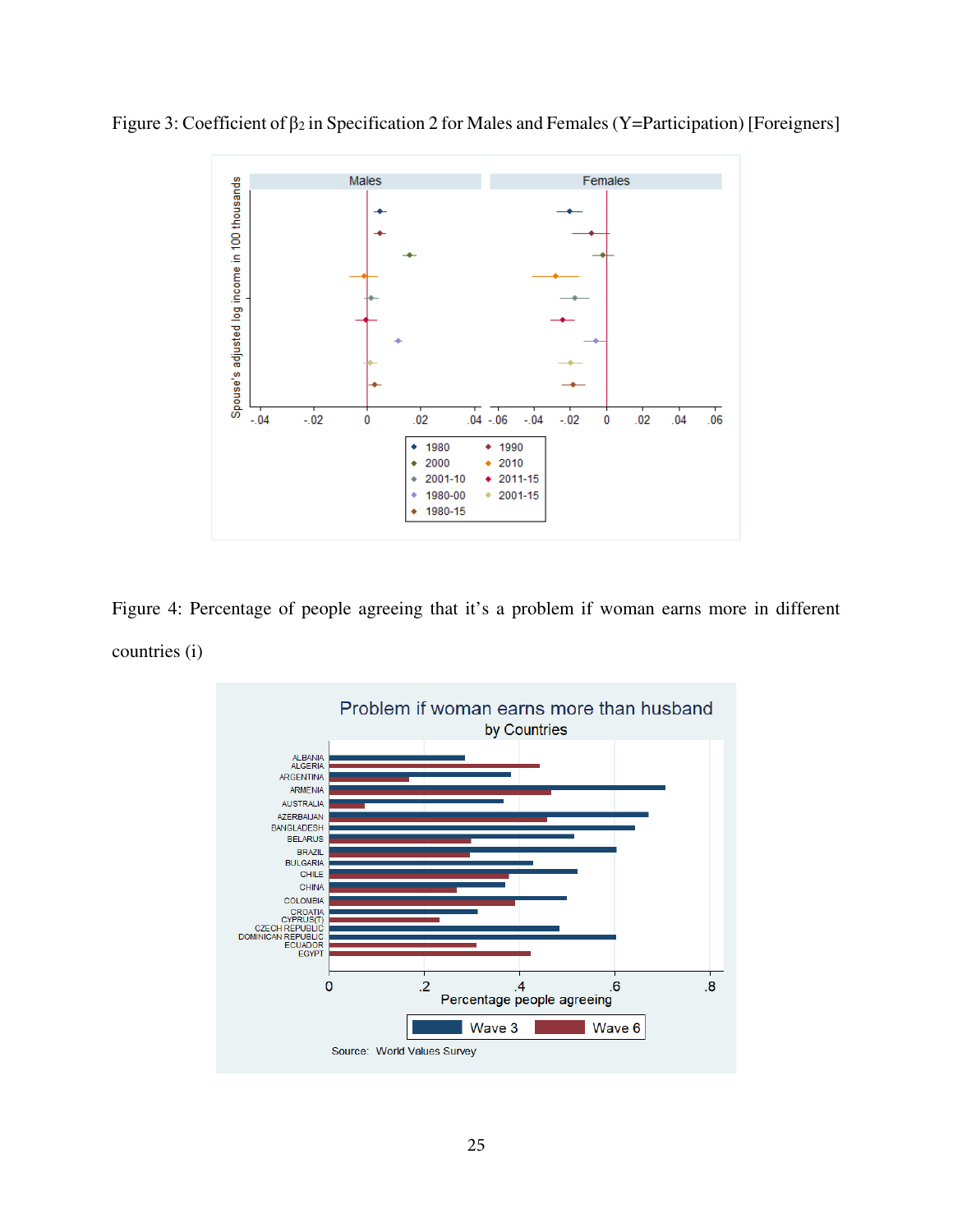Figure 3: Coefficient of $\beta_2$ in Specification 2 for Males and Females (Y=Participation) [Foreigners]

Figure 4: Percentage of people agreeing that it's a problem if woman earns more in different countries (i)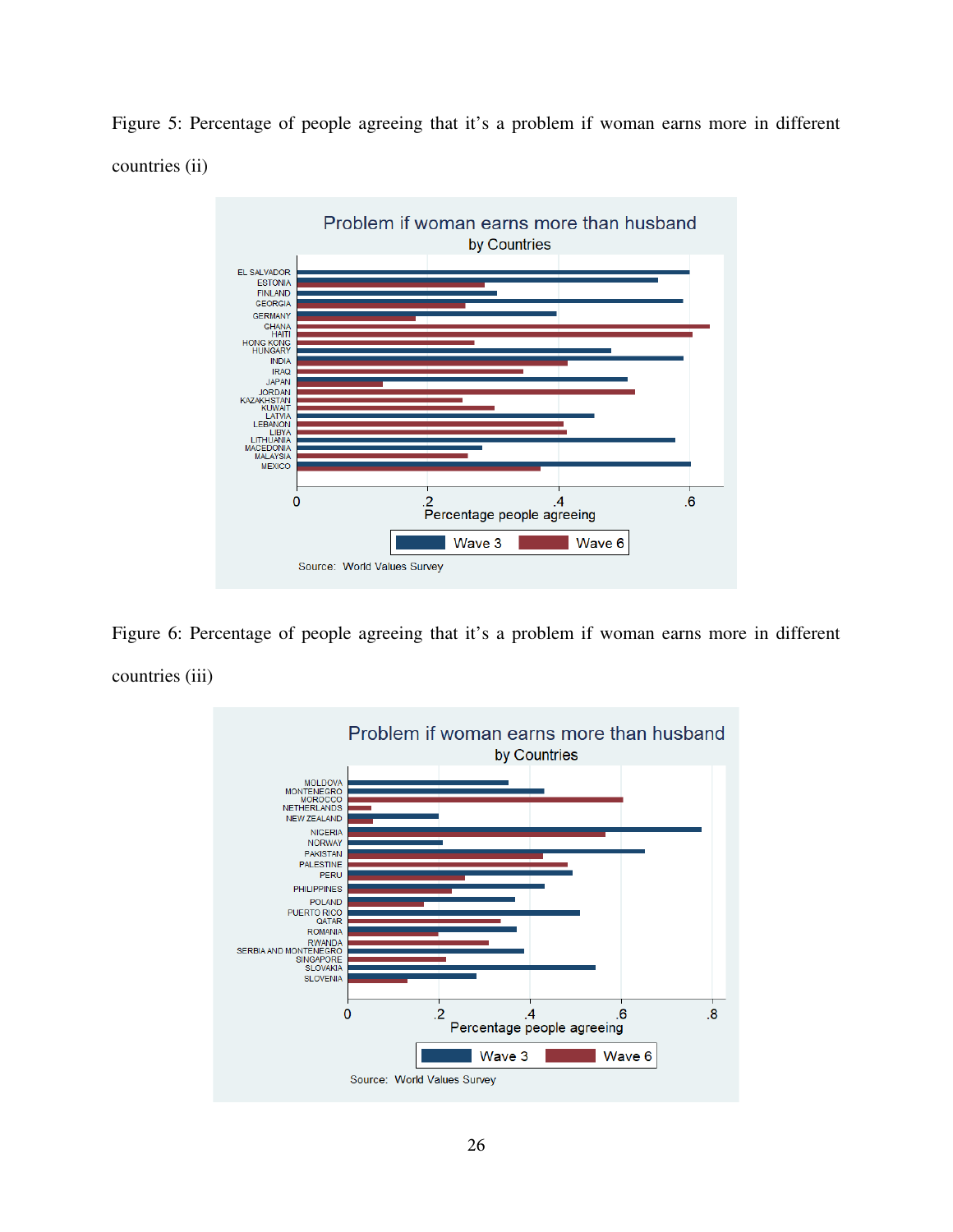Figure 5: Percentage of people agreeing that it's a problem if woman earns more in different countries (ii)

Figure 6: Percentage of people agreeing that it's a problem if woman earns more in different countries (iii)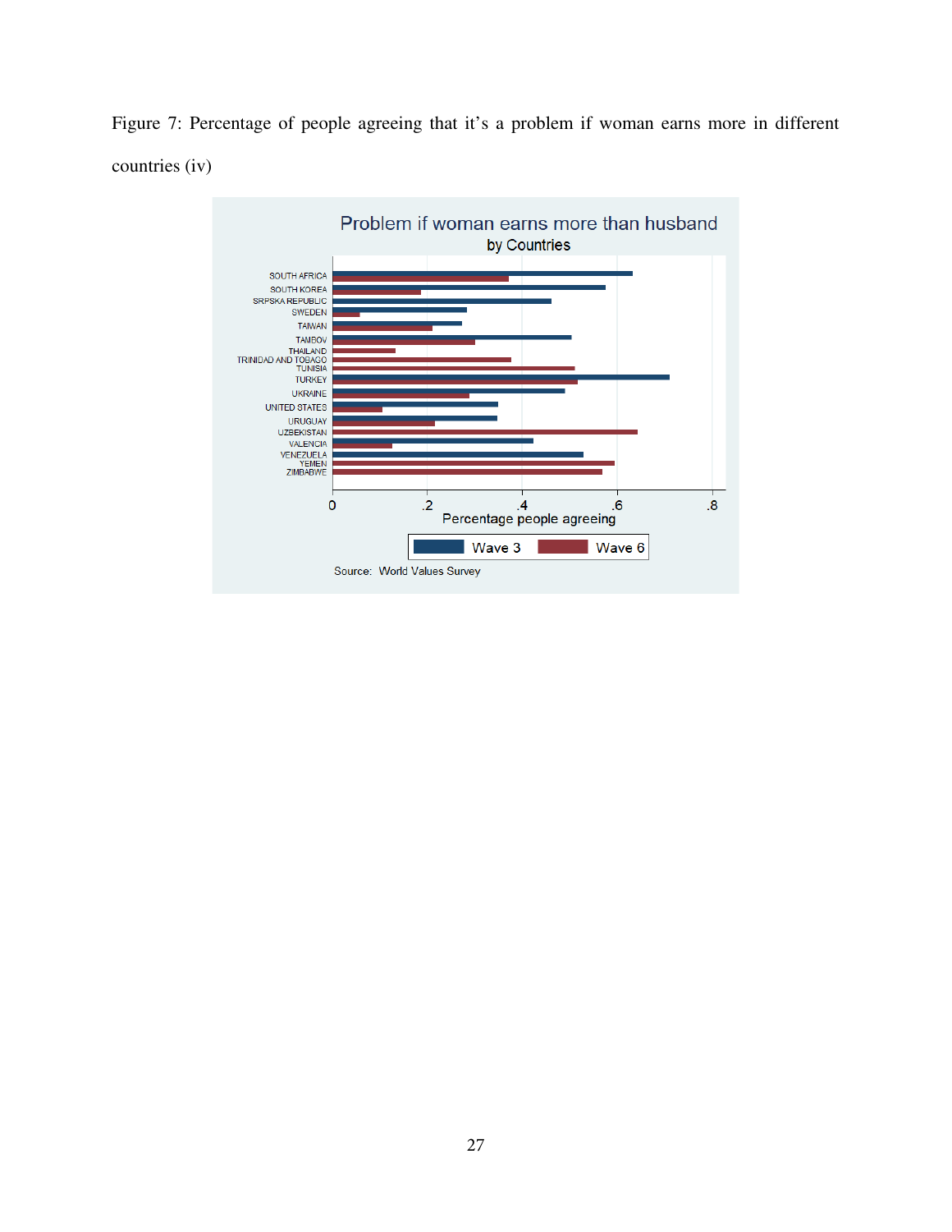Figure 7: Percentage of people agreeing that it's a problem if woman earns more in different countries (iv)

Problem if woman earns more than husband
by Countries

Source: World Values Survey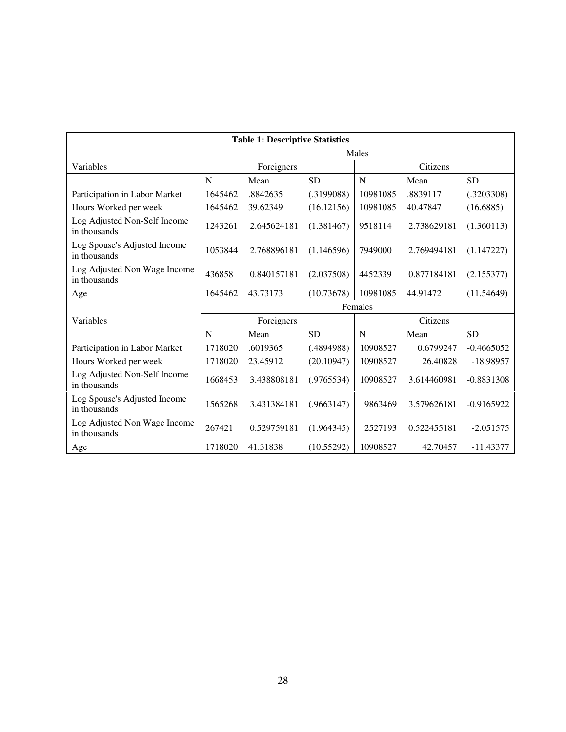**Table 1: Descriptive Statistics**

| Variables | Males | | | | | |
|---|---|---|---|---|---|---|
| | Foreigners | | | Citizens | | |
| | N | Mean | SD | N | Mean | SD |
| Participation in Labor Market | 1645462 | .8842635 | (.3199088) | 10981085 | .8839117 | (.3203308) |
| Hours Worked per week | 1645462 | 39.62349 | (16.12156) | 10981085 | 40.47847 | (16.6885) |
| Log Adjusted Non-Self Income in thousands | 1243261 | 2.645624181 | (1.381467) | 9518114 | 2.738629181 | (1.360113) |
| Log Spouse's Adjusted Income in thousands | 1053844 | 2.768896181 | (1.146596) | 7949000 | 2.769494181 | (1.147227) |
| Log Adjusted Non Wage Income in thousands | 436858 | 0.840157181 | (2.037508) | 4452339 | 0.877184181 | (2.155377) |
| Age | 1645462 | 43.73173 | (10.73678) | 10981085 | 44.91472 | (11.54649) |
| **Variables** | **Females** | | | | | |
| | Foreigners | | | Citizens | | |
| | N | Mean | SD | N | Mean | SD |
| Participation in Labor Market | 1718020 | .6019365 | (.4894988) | 10908527 | 0.6799247 | -0.4665052 |
| Hours Worked per week | 1718020 | 23.45912 | (20.10947) | 10908527 | 26.40828 | -18.98957 |
| Log Adjusted Non-Self Income in thousands | 1668453 | 3.438808181 | (.9765534) | 10908527 | 3.614460981 | -0.8831308 |
| Log Spouse's Adjusted Income in thousands | 1565268 | 3.431384181 | (.9663147) | 9863469 | 3.579626181 | -0.9165922 |
| Log Adjusted Non Wage Income in thousands | 267421 | 0.529759181 | (1.964345) | 2527193 | 0.522455181 | -2.051575 |
| Age | 1718020 | 41.31838 | (10.55292) | 10908527 | 42.70457 | -11.43377 |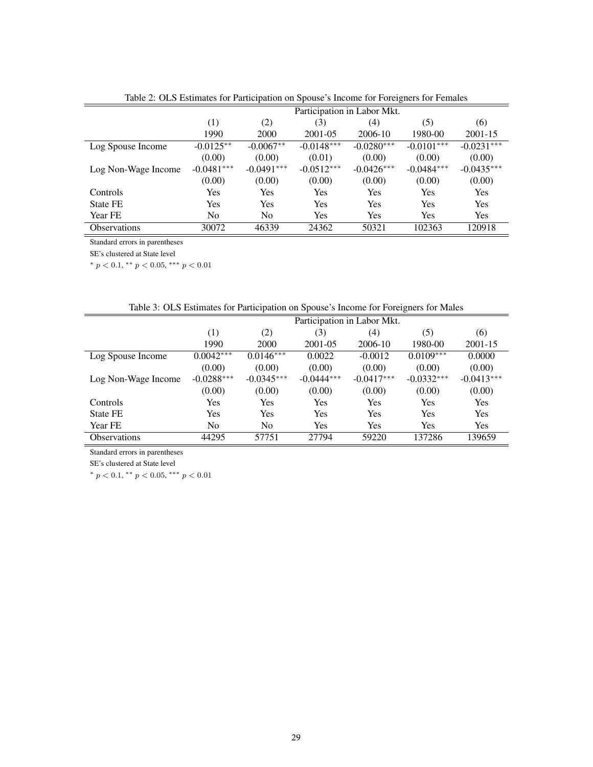Table 2: OLS Estimates for Participation on Spouse's Income for Foreigners for Females

| | Participation in Labor Mkt. | | | | | |
|---|---|---|---|---|---|---|
| | (1) | (2) | (3) | (4) | (5) | (6) |
| | 1990 | 2000 | 2001-05 | 2006-10 | 1980-00 | 2001-15 |
| Log Spouse Income | -0.0125** | -0.0067** | -0.0148*** | -0.0280*** | -0.0101*** | -0.0231*** |
| | (0.00) | (0.00) | (0.01) | (0.00) | (0.00) | (0.00) |
| Log Non-Wage Income | -0.0481*** | -0.0491*** | -0.0512*** | -0.0426*** | -0.0484*** | -0.0435*** |
| | (0.00) | (0.00) | (0.00) | (0.00) | (0.00) | (0.00) |
| Controls | Yes | Yes | Yes | Yes | Yes | Yes |
| State FE | Yes | Yes | Yes | Yes | Yes | Yes |
| Year FE | No | No | Yes | Yes | Yes | Yes |
| Observations | 30072 | 46339 | 24362 | 50321 | 102363 | 120918 |

Standard errors in parentheses

SE's clustered at State level

* $p < 0.1$, ** $p < 0.05$, *** $p < 0.01$

Table 3: OLS Estimates for Participation on Spouse's Income for Foreigners for Males

| | Participation in Labor Mkt. | | | | | |
|---|---|---|---|---|---|---|
| | (1) | (2) | (3) | (4) | (5) | (6) |
| | 1990 | 2000 | 2001-05 | 2006-10 | 1980-00 | 2001-15 |
| Log Spouse Income | 0.0042*** | 0.0146*** | 0.0022 | -0.0012 | 0.0109*** | 0.0000 |
| | (0.00) | (0.00) | (0.00) | (0.00) | (0.00) | (0.00) |
| Log Non-Wage Income | -0.0288*** | -0.0345*** | -0.0444*** | -0.0417*** | -0.0332*** | -0.0413*** |
| | (0.00) | (0.00) | (0.00) | (0.00) | (0.00) | (0.00) |
| Controls | Yes | Yes | Yes | Yes | Yes | Yes |
| State FE | Yes | Yes | Yes | Yes | Yes | Yes |
| Year FE | No | No | Yes | Yes | Yes | Yes |
| Observations | 44295 | 57751 | 27794 | 59220 | 137286 | 139659 |

Standard errors in parentheses

SE's clustered at State level

* $p < 0.1$, ** $p < 0.05$, *** $p < 0.01$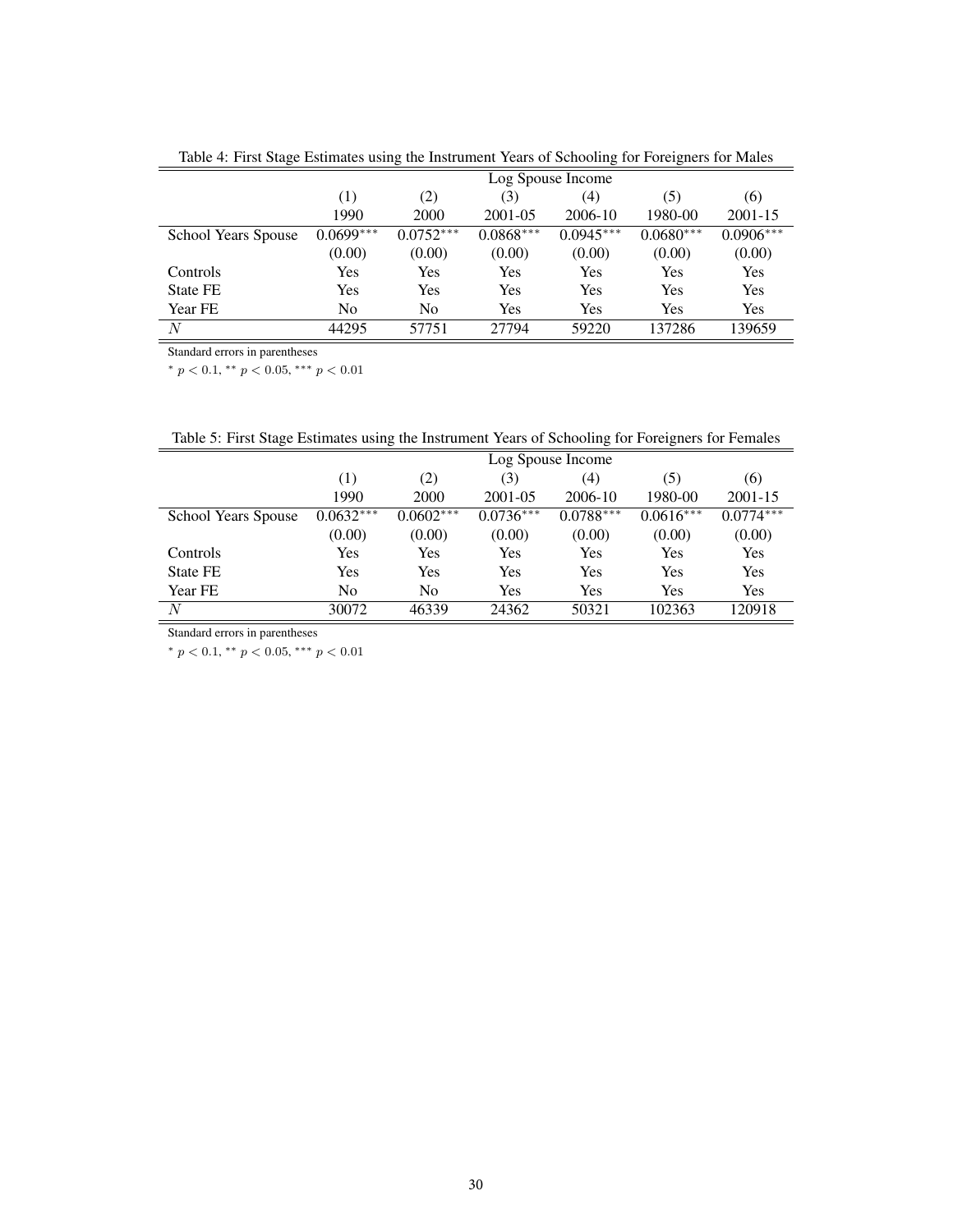Table 4: First Stage Estimates using the Instrument Years of Schooling for Foreigners for Males

| | Log Spouse Income | | | | | |
|---|---|---|---|---|---|---|
| | (1) | (2) | (3) | (4) | (5) | (6) |
| | 1990 | 2000 | 2001-05 | 2006-10 | 1980-00 | 2001-15 |
| School Years Spouse | 0.0699*** | 0.0752*** | 0.0868*** | 0.0945*** | 0.0680*** | 0.0906*** |
| | (0.00) | (0.00) | (0.00) | (0.00) | (0.00) | (0.00) |
| Controls | Yes | Yes | Yes | Yes | Yes | Yes |
| State FE | Yes | Yes | Yes | Yes | Yes | Yes |
| Year FE | No | No | Yes | Yes | Yes | Yes |
| $N$ | 44295 | 57751 | 27794 | 59220 | 137286 | 139659 |

Standard errors in parentheses

* $p < 0.1$, ** $p < 0.05$, *** $p < 0.01$

Table 5: First Stage Estimates using the Instrument Years of Schooling for Foreigners for Females

| | Log Spouse Income | | | | | |
|---|---|---|---|---|---|---|
| | (1) | (2) | (3) | (4) | (5) | (6) |
| | 1990 | 2000 | 2001-05 | 2006-10 | 1980-00 | 2001-15 |
| School Years Spouse | 0.0632*** | 0.0602*** | 0.0736*** | 0.0788*** | 0.0616*** | 0.0774*** |
| | (0.00) | (0.00) | (0.00) | (0.00) | (0.00) | (0.00) |
| Controls | Yes | Yes | Yes | Yes | Yes | Yes |
| State FE | Yes | Yes | Yes | Yes | Yes | Yes |
| Year FE | No | No | Yes | Yes | Yes | Yes |
| $N$ | 30072 | 46339 | 24362 | 50321 | 102363 | 120918 |

Standard errors in parentheses

* $p < 0.1$, ** $p < 0.05$, *** $p < 0.01$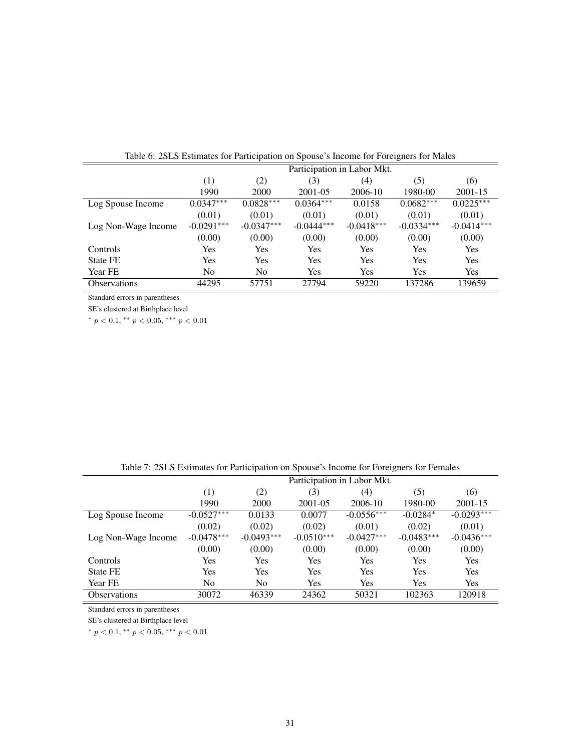Table 6: 2SLS Estimates for Participation on Spouse's Income for Foreigners for Males

| | Participation in Labor Mkt. | | | | | |
|---|---|---|---|---|---|---|
| | (1) | (2) | (3) | (4) | (5) | (6) |
| | 1990 | 2000 | 2001-05 | 2006-10 | 1980-00 | 2001-15 |
| Log Spouse Income | 0.0347*** | 0.0828*** | 0.0364*** | 0.0158 | 0.0682*** | 0.0225*** |
| | (0.01) | (0.01) | (0.01) | (0.01) | (0.01) | (0.01) |
| Log Non-Wage Income | -0.0291*** | -0.0347*** | -0.0444*** | -0.0418*** | -0.0334*** | -0.0414*** |
| | (0.00) | (0.00) | (0.00) | (0.00) | (0.00) | (0.00) |
| Controls | Yes | Yes | Yes | Yes | Yes | Yes |
| State FE | Yes | Yes | Yes | Yes | Yes | Yes |
| Year FE | No | No | Yes | Yes | Yes | Yes |
| Observations | 44295 | 57751 | 27794 | 59220 | 137286 | 139659 |

Standard errors in parentheses

SE's clustered at Birthplace level

* $p < 0.1$, ** $p < 0.05$, *** $p < 0.01$

Table 7: 2SLS Estimates for Participation on Spouse's Income for Foreigners for Females

| | Participation in Labor Mkt. | | | | | |
|---|---|---|---|---|---|---|
| | (1) | (2) | (3) | (4) | (5) | (6) |
| | 1990 | 2000 | 2001-05 | 2006-10 | 1980-00 | 2001-15 |
| Log Spouse Income | -0.0527*** | 0.0133 | 0.0077 | -0.0556*** | -0.0284* | -0.0293*** |
| | (0.02) | (0.02) | (0.02) | (0.01) | (0.02) | (0.01) |
| Log Non-Wage Income | -0.0478*** | -0.0493*** | -0.0510*** | -0.0427*** | -0.0483*** | -0.0436*** |
| | (0.00) | (0.00) | (0.00) | (0.00) | (0.00) | (0.00) |
| Controls | Yes | Yes | Yes | Yes | Yes | Yes |
| State FE | Yes | Yes | Yes | Yes | Yes | Yes |
| Year FE | No | No | Yes | Yes | Yes | Yes |
| Observations | 30072 | 46339 | 24362 | 50321 | 102363 | 120918 |

Standard errors in parentheses

SE's clustered at Birthplace level

* $p < 0.1$, ** $p < 0.05$, *** $p < 0.01$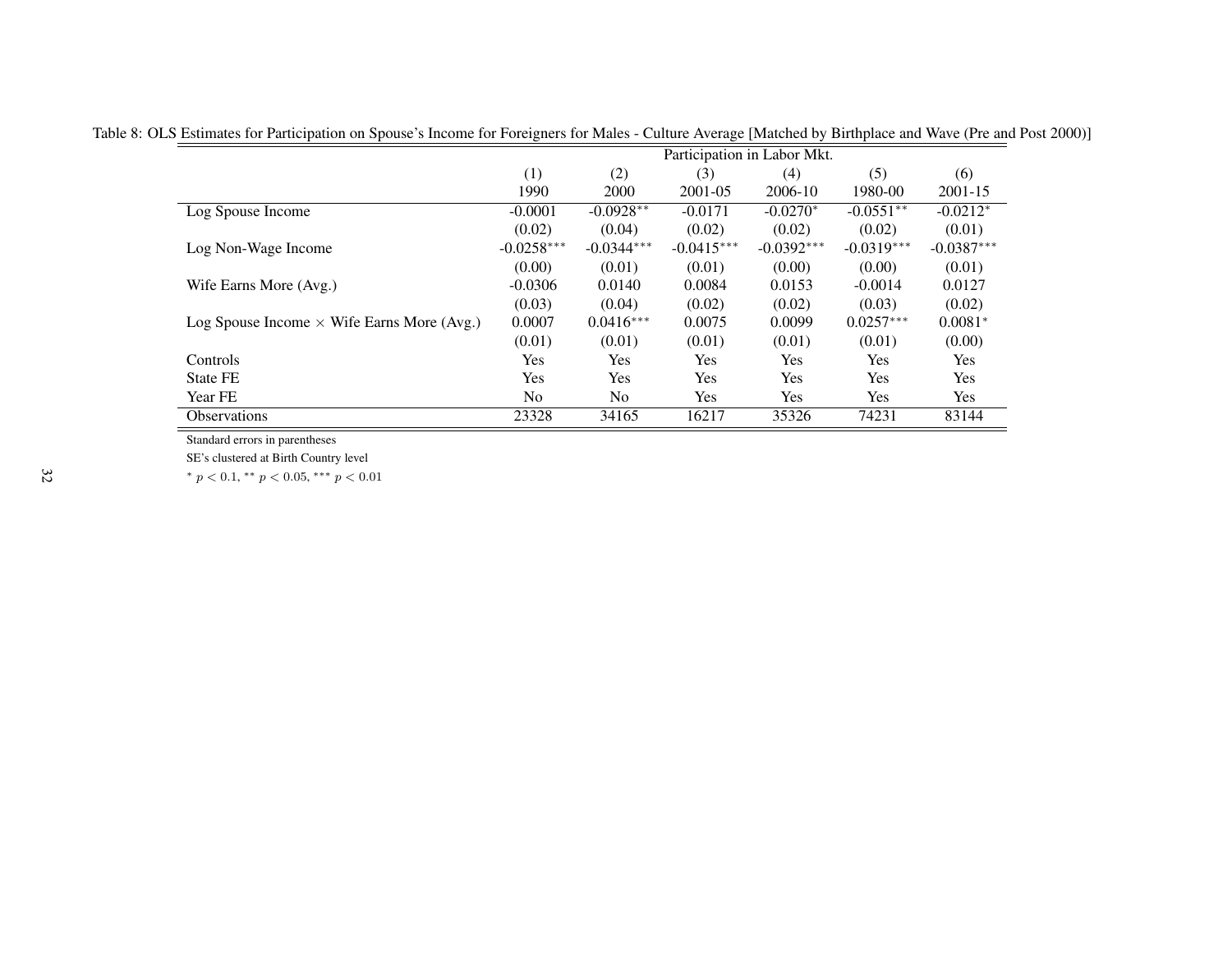Table 8: OLS Estimates for Participation on Spouse's Income for Foreigners for Males - Culture Average [Matched by Birthplace and Wave (Pre and Post 2000)]

| | Participation in Labor Mkt. | | | | | |
|---|---|---|---|---|---|---|
| | (1) | (2) | (3) | (4) | (5) | (6) |
| | 1990 | 2000 | 2001-05 | 2006-10 | 1980-00 | 2001-15 |
| Log Spouse Income | -0.0001 | -0.0928** | -0.0171 | -0.0270* | -0.0551** | -0.0212* |
| | (0.02) | (0.04) | (0.02) | (0.02) | (0.02) | (0.01) |
| Log Non-Wage Income | -0.0258*** | -0.0344*** | -0.0415*** | -0.0392*** | -0.0319*** | -0.0387*** |
| | (0.00) | (0.01) | (0.01) | (0.00) | (0.00) | (0.01) |
| Wife Earns More (Avg.) | -0.0306 | 0.0140 | 0.0084 | 0.0153 | -0.0014 | 0.0127 |
| | (0.03) | (0.04) | (0.02) | (0.02) | (0.03) | (0.02) |
| Log Spouse Income $\times$ Wife Earns More (Avg.) | 0.0007 | 0.0416*** | 0.0075 | 0.0099 | 0.0257*** | 0.0081* |
| | (0.01) | (0.01) | (0.01) | (0.01) | (0.01) | (0.00) |
| Controls | Yes | Yes | Yes | Yes | Yes | Yes |
| State FE | Yes | Yes | Yes | Yes | Yes | Yes |
| Year FE | No | No | Yes | Yes | Yes | Yes |
| Observations | 23328 | 34165 | 16217 | 35326 | 74231 | 83144 |

Standard errors in parentheses

SE's clustered at Birth Country level

* $p < 0.1$, ** $p < 0.05$, *** $p < 0.01$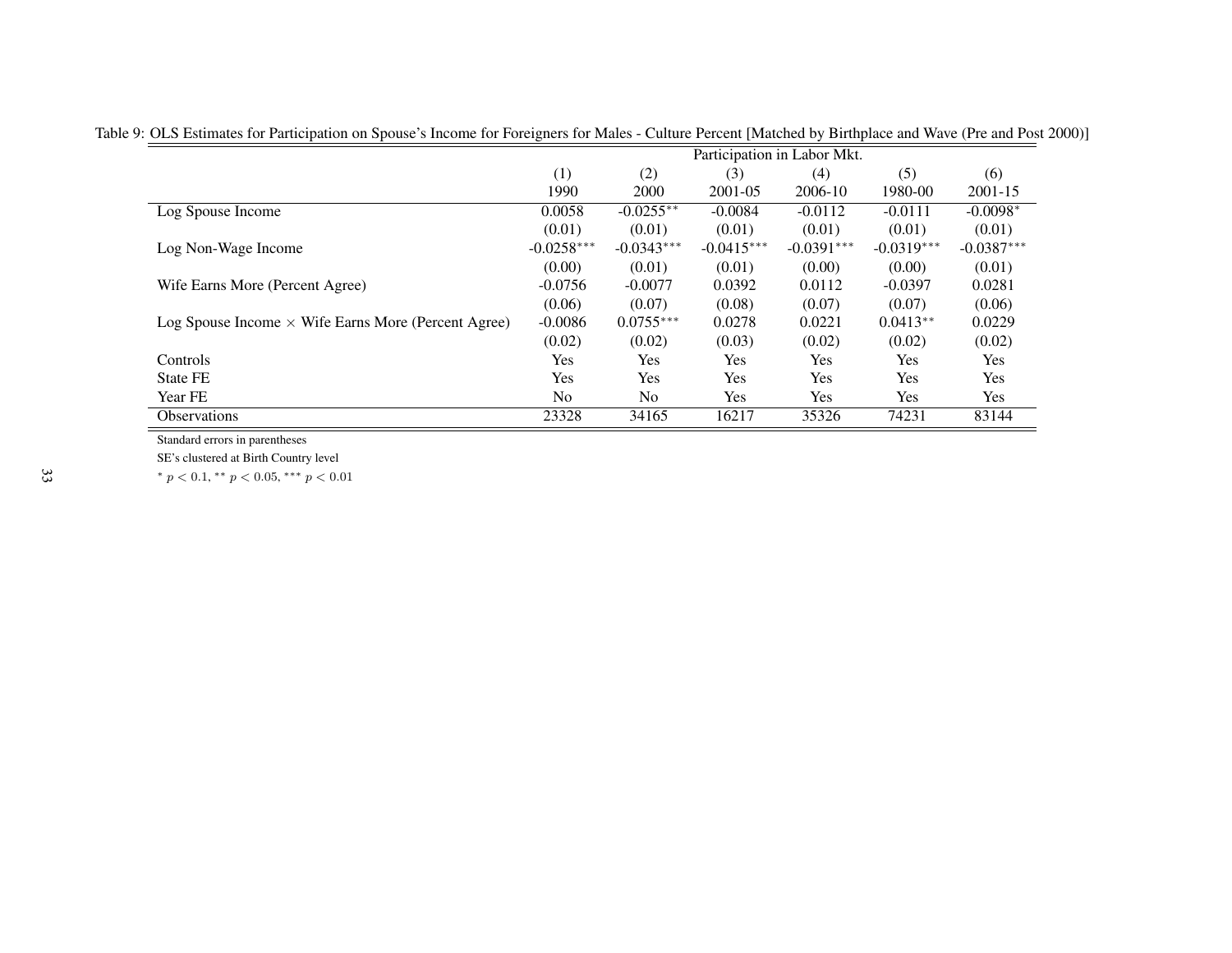Table 9: OLS Estimates for Participation on Spouse's Income for Foreigners for Males - Culture Percent [Matched by Birthplace and Wave (Pre and Post 2000)]

| | Participation in Labor Mkt. | | | | | |
|---|---|---|---|---|---|---|
| | (1) | (2) | (3) | (4) | (5) | (6) |
| | 1990 | 2000 | 2001-05 | 2006-10 | 1980-00 | 2001-15 |
| Log Spouse Income | 0.0058 | -0.0255** | -0.0084 | -0.0112 | -0.0111 | -0.0098* |
| | (0.01) | (0.01) | (0.01) | (0.01) | (0.01) | (0.01) |
| Log Non-Wage Income | -0.0258*** | -0.0343*** | -0.0415*** | -0.0391*** | -0.0319*** | -0.0387*** |
| | (0.00) | (0.01) | (0.01) | (0.00) | (0.00) | (0.01) |
| Wife Earns More (Percent Agree) | -0.0756 | -0.0077 | 0.0392 | 0.0112 | -0.0397 | 0.0281 |
| | (0.06) | (0.07) | (0.08) | (0.07) | (0.07) | (0.06) |
| Log Spouse Income $\times$ Wife Earns More (Percent Agree) | -0.0086 | 0.0755*** | 0.0278 | 0.0221 | 0.0413** | 0.0229 |
| | (0.02) | (0.02) | (0.03) | (0.02) | (0.02) | (0.02) |
| Controls | Yes | Yes | Yes | Yes | Yes | Yes |
| State FE | Yes | Yes | Yes | Yes | Yes | Yes |
| Year FE | No | No | Yes | Yes | Yes | Yes |
| Observations | 23328 | 34165 | 16217 | 35326 | 74231 | 83144 |

Standard errors in parentheses

SE's clustered at Birth Country level

* $p < 0.1$, ** $p < 0.05$, *** $p < 0.01$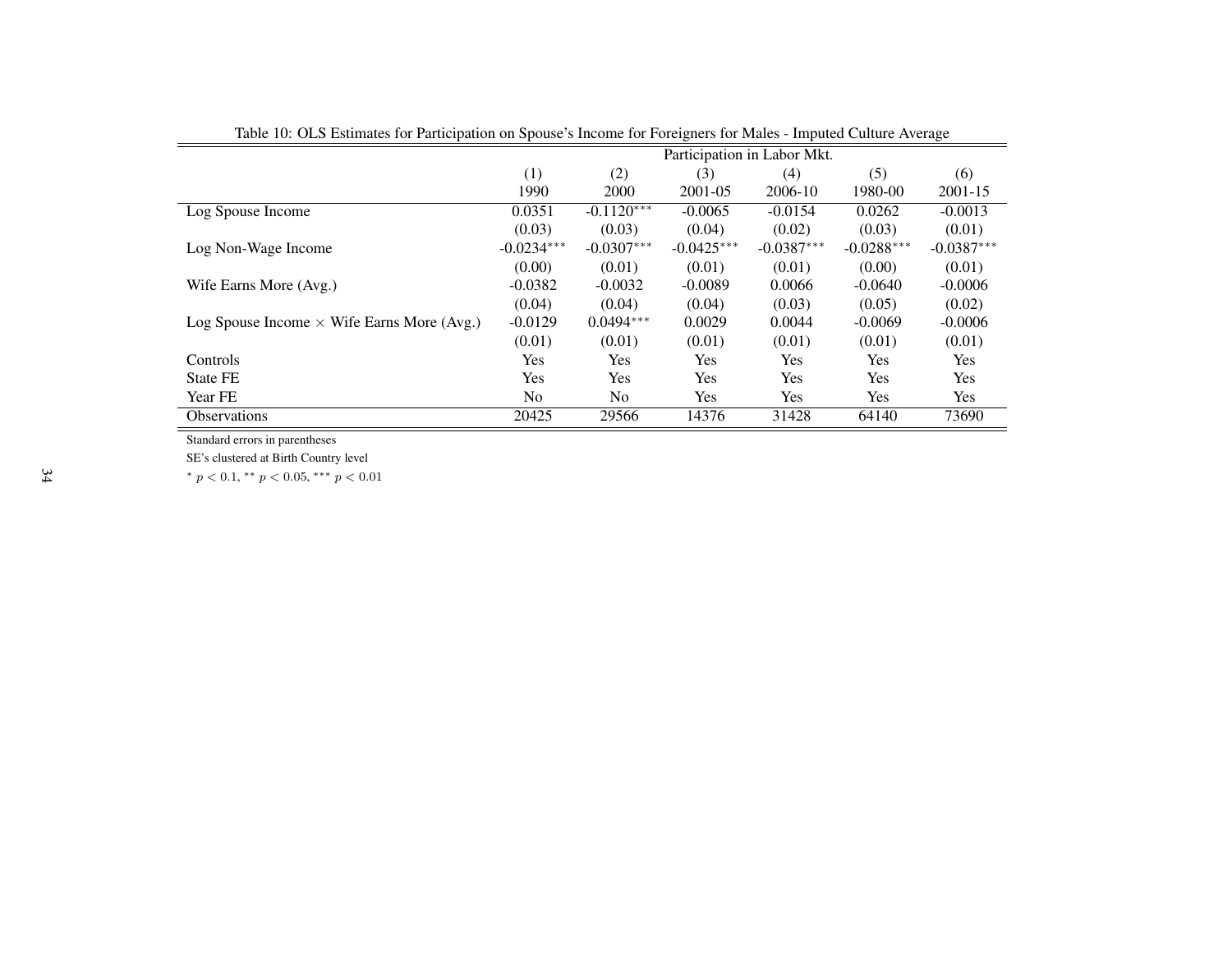Table 10: OLS Estimates for Participation on Spouse's Income for Foreigners for Males - Imputed Culture Average

| | Participation in Labor Mkt. | | | | | |
|---|---|---|---|---|---|---|
| | (1) | (2) | (3) | (4) | (5) | (6) |
| | 1990 | 2000 | 2001-05 | 2006-10 | 1980-00 | 2001-15 |
| Log Spouse Income | 0.0351 | -0.1120*** | -0.0065 | -0.0154 | 0.0262 | -0.0013 |
| | (0.03) | (0.03) | (0.04) | (0.02) | (0.03) | (0.01) |
| Log Non-Wage Income | -0.0234*** | -0.0307*** | -0.0425*** | -0.0387*** | -0.0288*** | -0.0387*** |
| | (0.00) | (0.01) | (0.01) | (0.01) | (0.00) | (0.01) |
| Wife Earns More (Avg.) | -0.0382 | -0.0032 | -0.0089 | 0.0066 | -0.0640 | -0.0006 |
| | (0.04) | (0.04) | (0.04) | (0.03) | (0.05) | (0.02) |
| Log Spouse Income $\times$ Wife Earns More (Avg.) | -0.0129 | 0.0494*** | 0.0029 | 0.0044 | -0.0069 | -0.0006 |
| | (0.01) | (0.01) | (0.01) | (0.01) | (0.01) | (0.01) |
| Controls | Yes | Yes | Yes | Yes | Yes | Yes |
| State FE | Yes | Yes | Yes | Yes | Yes | Yes |
| Year FE | No | No | Yes | Yes | Yes | Yes |
| Observations | 20425 | 29566 | 14376 | 31428 | 64140 | 73690 |

Standard errors in parentheses

SE's clustered at Birth Country level

* $p < 0.1$, ** $p < 0.05$, *** $p < 0.01$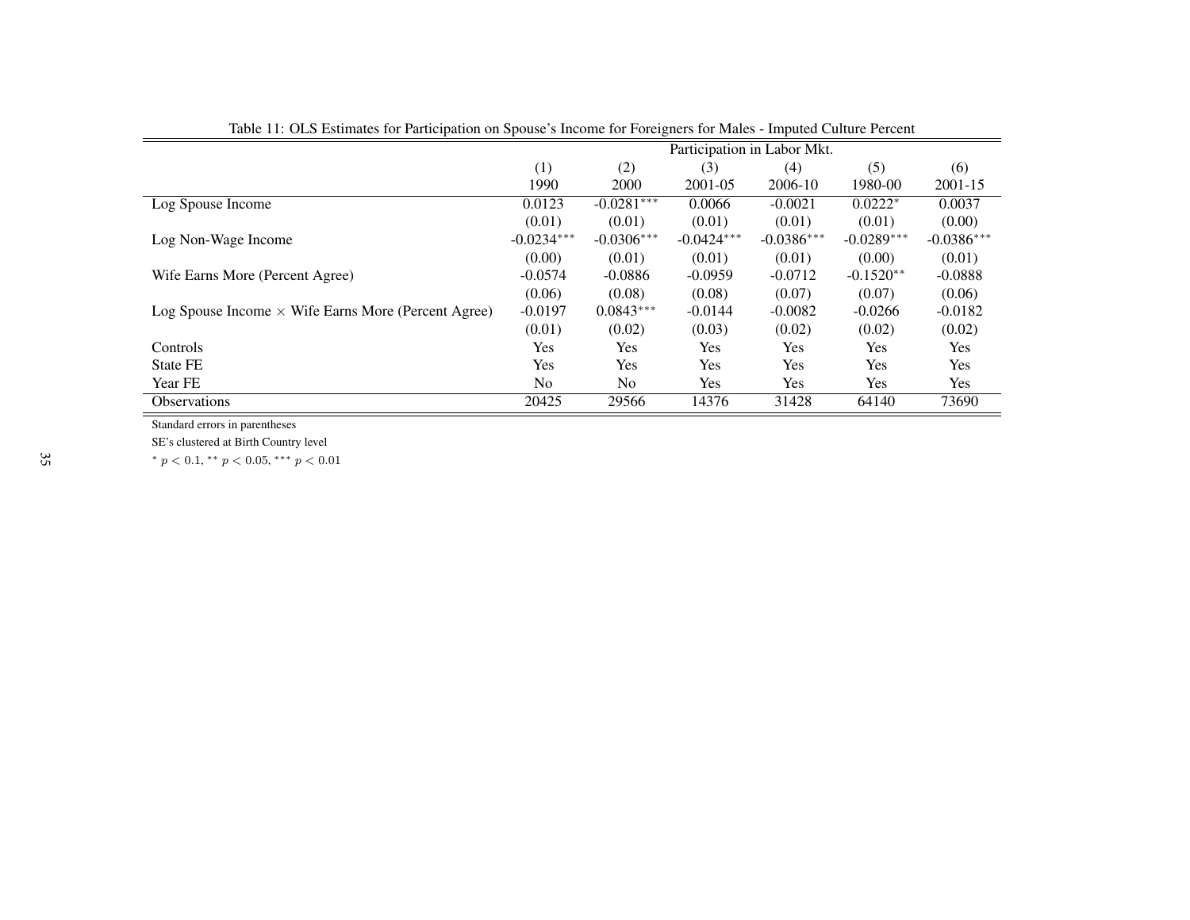Table 11: OLS Estimates for Participation on Spouse's Income for Foreigners for Males - Imputed Culture Percent

| | Participation in Labor Mkt. | | | | | |
|---|---|---|---|---|---|---|
| | (1) | (2) | (3) | (4) | (5) | (6) |
| | 1990 | 2000 | 2001-05 | 2006-10 | 1980-00 | 2001-15 |
| Log Spouse Income | 0.0123 | -0.0281*** | 0.0066 | -0.0021 | 0.0222* | 0.0037 |
| | (0.01) | (0.01) | (0.01) | (0.01) | (0.01) | (0.00) |
| Log Non-Wage Income | -0.0234*** | -0.0306*** | -0.0424*** | -0.0386*** | -0.0289*** | -0.0386*** |
| | (0.00) | (0.01) | (0.01) | (0.01) | (0.00) | (0.01) |
| Wife Earns More (Percent Agree) | -0.0574 | -0.0886 | -0.0959 | -0.0712 | -0.1520** | -0.0888 |
| | (0.06) | (0.08) | (0.08) | (0.07) | (0.07) | (0.06) |
| Log Spouse Income × Wife Earns More (Percent Agree) | -0.0197 | 0.0843*** | -0.0144 | -0.0082 | -0.0266 | -0.0182 |
| | (0.01) | (0.02) | (0.03) | (0.02) | (0.02) | (0.02) |
| Controls | Yes | Yes | Yes | Yes | Yes | Yes |
| State FE | Yes | Yes | Yes | Yes | Yes | Yes |
| Year FE | No | No | Yes | Yes | Yes | Yes |
| Observations | 20425 | 29566 | 14376 | 31428 | 64140 | 73690 |

Standard errors in parentheses

SE's clustered at Birth Country level

* $p < 0.1$, ** $p < 0.05$, *** $p < 0.01$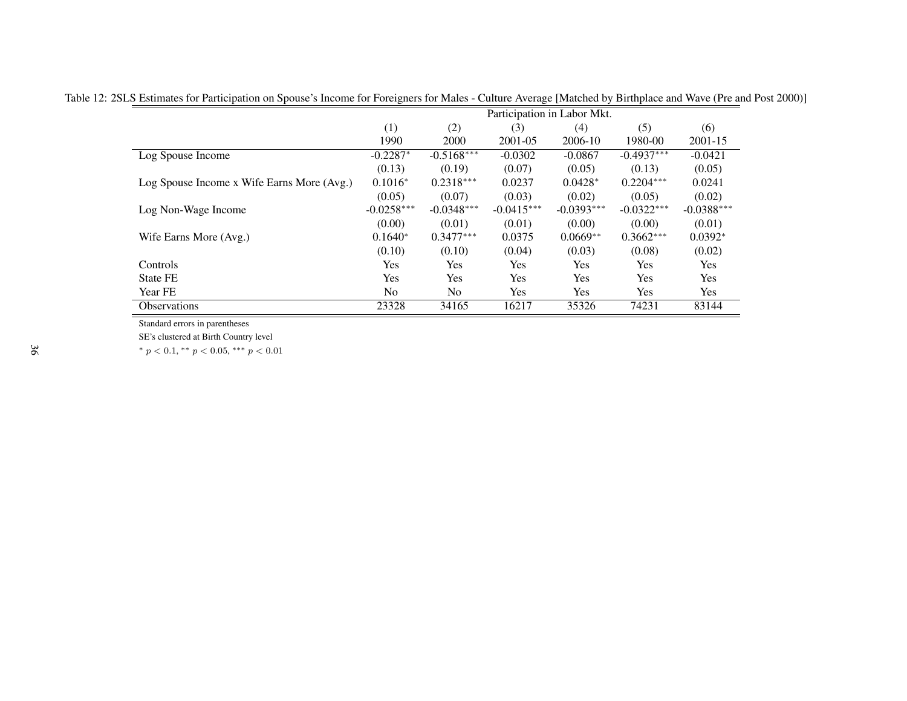Table 12: 2SLS Estimates for Participation on Spouse's Income for Foreigners for Males - Culture Average [Matched by Birthplace and Wave (Pre and Post 2000)]

| | Participation in Labor Mkt. | | | | | |
|---|---|---|---|---|---|---|
| | (1) | (2) | (3) | (4) | (5) | (6) |
| | 1990 | 2000 | 2001-05 | 2006-10 | 1980-00 | 2001-15 |
| Log Spouse Income | -0.2287* | -0.5168*** | -0.0302 | -0.0867 | -0.4937*** | -0.0421 |
| | (0.13) | (0.19) | (0.07) | (0.05) | (0.13) | (0.05) |
| Log Spouse Income x Wife Earns More (Avg.) | 0.1016* | 0.2318*** | 0.0237 | 0.0428* | 0.2204*** | 0.0241 |
| | (0.05) | (0.07) | (0.03) | (0.02) | (0.05) | (0.02) |
| Log Non-Wage Income | -0.0258*** | -0.0348*** | -0.0415*** | -0.0393*** | -0.0322*** | -0.0388*** |
| | (0.00) | (0.01) | (0.01) | (0.00) | (0.00) | (0.01) |
| Wife Earns More (Avg.) | 0.1640* | 0.3477*** | 0.0375 | 0.0669** | 0.3662*** | 0.0392* |
| | (0.10) | (0.10) | (0.04) | (0.03) | (0.08) | (0.02) |
| Controls | Yes | Yes | Yes | Yes | Yes | Yes |
| State FE | Yes | Yes | Yes | Yes | Yes | Yes |
| Year FE | No | No | Yes | Yes | Yes | Yes |
| Observations | 23328 | 34165 | 16217 | 35326 | 74231 | 83144 |

Standard errors in parentheses

SE's clustered at Birth Country level

* $p < 0.1$, ** $p < 0.05$, *** $p < 0.01$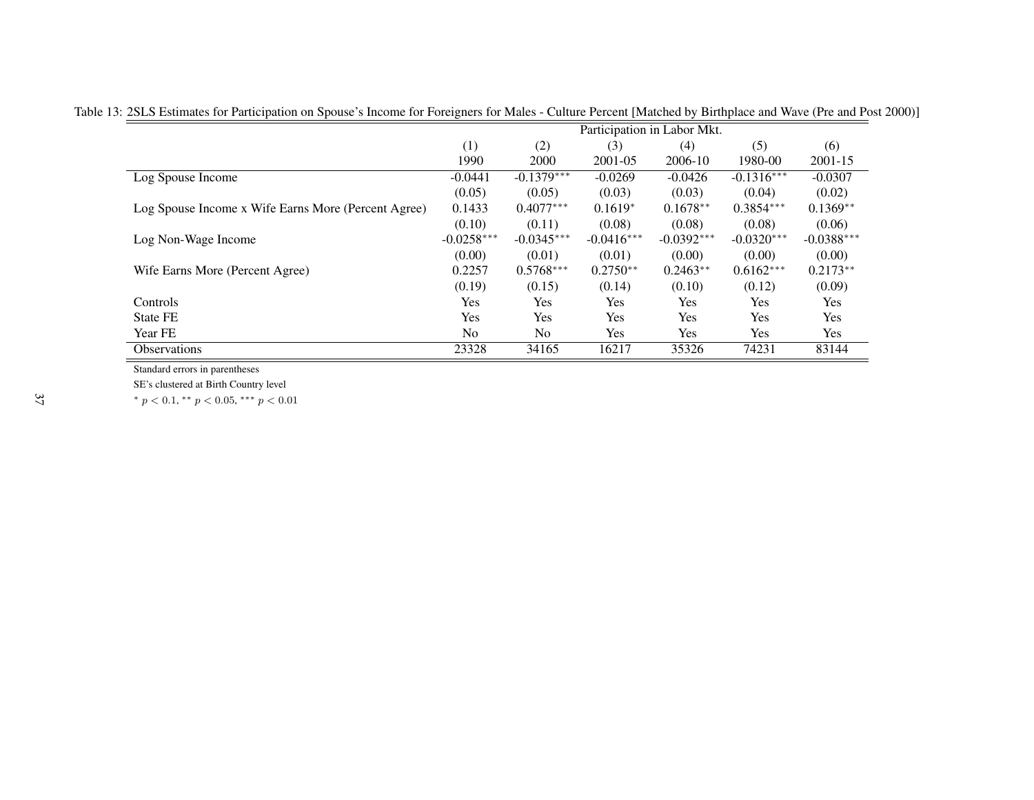Table 13: 2SLS Estimates for Participation on Spouse's Income for Foreigners for Males - Culture Percent [Matched by Birthplace and Wave (Pre and Post 2000)]

| | Participation in Labor Mkt. | | | | | |
|---|---|---|---|---|---|---|
| | (1) | (2) | (3) | (4) | (5) | (6) |
| | 1990 | 2000 | 2001-05 | 2006-10 | 1980-00 | 2001-15 |
| Log Spouse Income | -0.0441 | -0.1379*** | -0.0269 | -0.0426 | -0.1316*** | -0.0307 |
| | (0.05) | (0.05) | (0.03) | (0.03) | (0.04) | (0.02) |
| Log Spouse Income x Wife Earns More (Percent Agree) | 0.1433 | 0.4077*** | 0.1619* | 0.1678** | 0.3854*** | 0.1369** |
| | (0.10) | (0.11) | (0.08) | (0.08) | (0.08) | (0.06) |
| Log Non-Wage Income | -0.0258*** | -0.0345*** | -0.0416*** | -0.0392*** | -0.0320*** | -0.0388*** |
| | (0.00) | (0.01) | (0.01) | (0.00) | (0.00) | (0.00) |
| Wife Earns More (Percent Agree) | 0.2257 | 0.5768*** | 0.2750** | 0.2463** | 0.6162*** | 0.2173** |
| | (0.19) | (0.15) | (0.14) | (0.10) | (0.12) | (0.09) |
| Controls | Yes | Yes | Yes | Yes | Yes | Yes |
| State FE | Yes | Yes | Yes | Yes | Yes | Yes |
| Year FE | No | No | Yes | Yes | Yes | Yes |
| Observations | 23328 | 34165 | 16217 | 35326 | 74231 | 83144 |

Standard errors in parentheses

SE's clustered at Birth Country level

* $p < 0.1$, ** $p < 0.05$, *** $p < 0.01$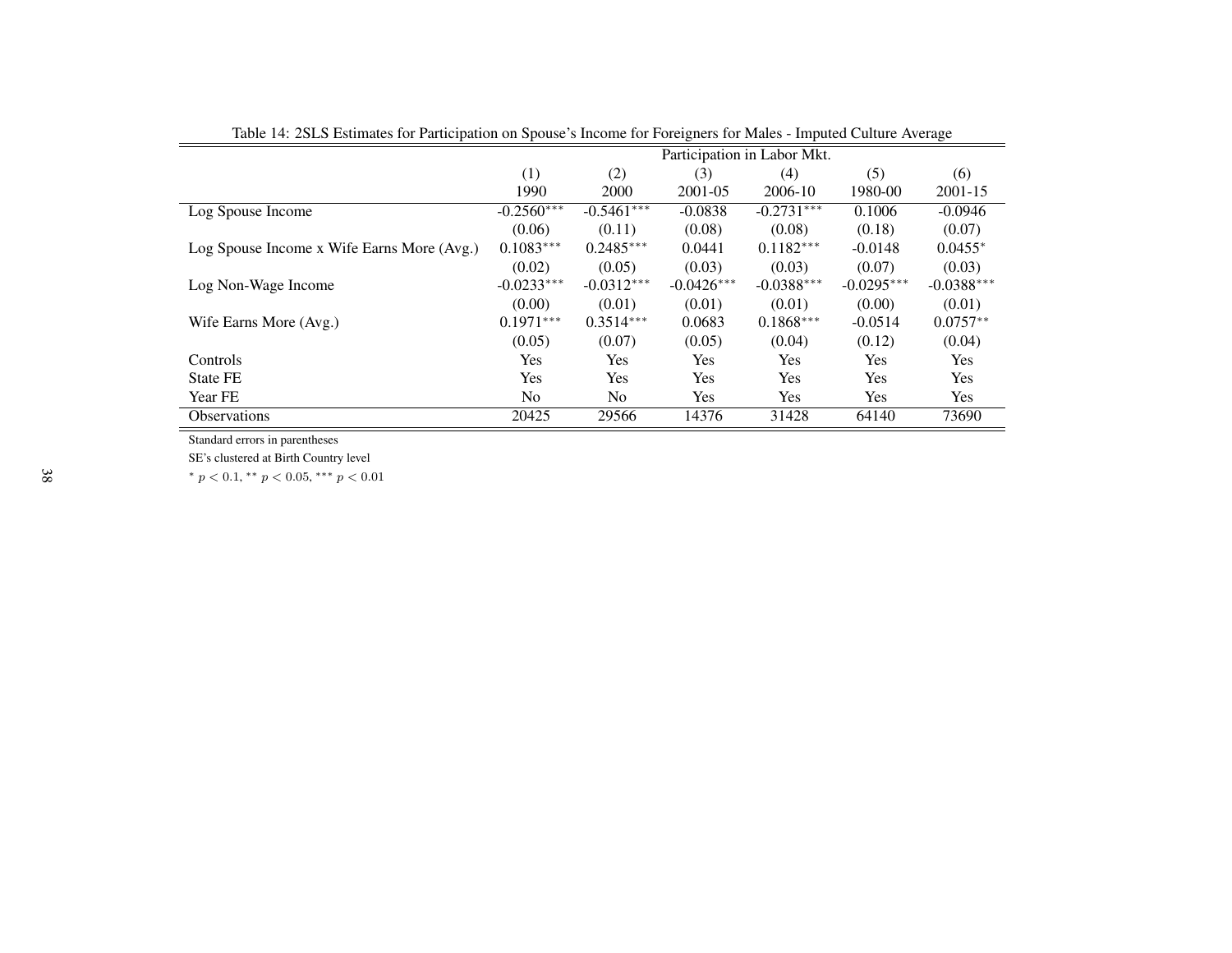Table 14: 2SLS Estimates for Participation on Spouse's Income for Foreigners for Males - Imputed Culture Average

| | Participation in Labor Mkt. | | | | | |
|---|---|---|---|---|---|---|
| | (1) | (2) | (3) | (4) | (5) | (6) |
| | 1990 | 2000 | 2001-05 | 2006-10 | 1980-00 | 2001-15 |
| Log Spouse Income | -0.2560*** | -0.5461*** | -0.0838 | -0.2731*** | 0.1006 | -0.0946 |
| | (0.06) | (0.11) | (0.08) | (0.08) | (0.18) | (0.07) |
| Log Spouse Income x Wife Earns More (Avg.) | 0.1083*** | 0.2485*** | 0.0441 | 0.1182*** | -0.0148 | 0.0455* |
| | (0.02) | (0.05) | (0.03) | (0.03) | (0.07) | (0.03) |
| Log Non-Wage Income | -0.0233*** | -0.0312*** | -0.0426*** | -0.0388*** | -0.0295*** | -0.0388*** |
| | (0.00) | (0.01) | (0.01) | (0.01) | (0.00) | (0.01) |
| Wife Earns More (Avg.) | 0.1971*** | 0.3514*** | 0.0683 | 0.1868*** | -0.0514 | 0.0757** |
| | (0.05) | (0.07) | (0.05) | (0.04) | (0.12) | (0.04) |
| Controls | Yes | Yes | Yes | Yes | Yes | Yes |
| State FE | Yes | Yes | Yes | Yes | Yes | Yes |
| Year FE | No | No | Yes | Yes | Yes | Yes |
| Observations | 20425 | 29566 | 14376 | 31428 | 64140 | 73690 |

Standard errors in parentheses

SE's clustered at Birth Country level

* $p < 0.1$, ** $p < 0.05$, *** $p < 0.01$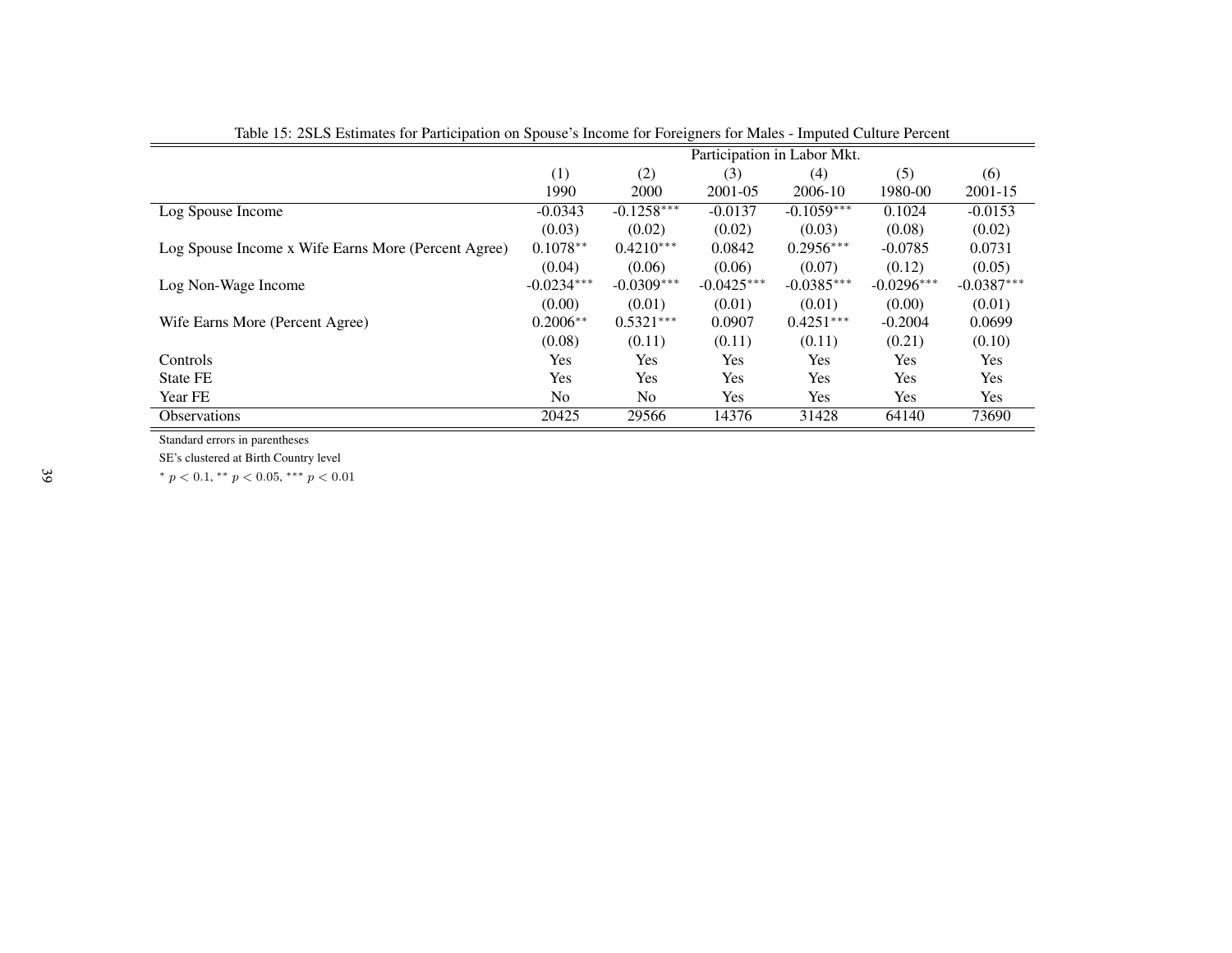Table 15: 2SLS Estimates for Participation on Spouse's Income for Foreigners for Males - Imputed Culture Percent

| | Participation in Labor Mkt. | | | | | |
|---|---|---|---|---|---|---|
| | (1) | (2) | (3) | (4) | (5) | (6) |
| | 1990 | 2000 | 2001-05 | 2006-10 | 1980-00 | 2001-15 |
| Log Spouse Income | -0.0343 | -0.1258*** | -0.0137 | -0.1059*** | 0.1024 | -0.0153 |
| | (0.03) | (0.02) | (0.02) | (0.03) | (0.08) | (0.02) |
| Log Spouse Income x Wife Earns More (Percent Agree) | 0.1078** | 0.4210*** | 0.0842 | 0.2956*** | -0.0785 | 0.0731 |
| | (0.04) | (0.06) | (0.06) | (0.07) | (0.12) | (0.05) |
| Log Non-Wage Income | -0.0234*** | -0.0309*** | -0.0425*** | -0.0385*** | -0.0296*** | -0.0387*** |
| | (0.00) | (0.01) | (0.01) | (0.01) | (0.00) | (0.01) |
| Wife Earns More (Percent Agree) | 0.2006** | 0.5321*** | 0.0907 | 0.4251*** | -0.2004 | 0.0699 |
| | (0.08) | (0.11) | (0.11) | (0.11) | (0.21) | (0.10) |
| Controls | Yes | Yes | Yes | Yes | Yes | Yes |
| State FE | Yes | Yes | Yes | Yes | Yes | Yes |
| Year FE | No | No | Yes | Yes | Yes | Yes |
| Observations | 20425 | 29566 | 14376 | 31428 | 64140 | 73690 |

Standard errors in parentheses

SE's clustered at Birth Country level

* $p < 0.1$, ** $p < 0.05$, *** $p < 0.01$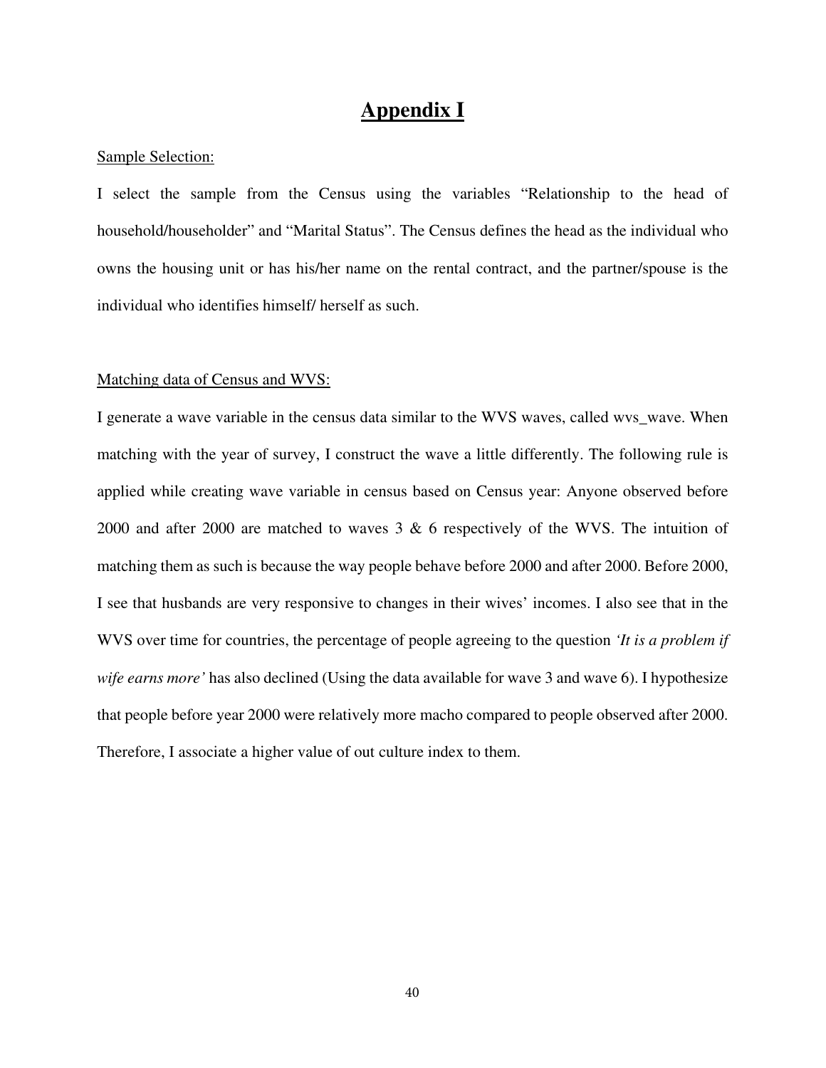# Appendix I

Sample Selection:

I select the sample from the Census using the variables “Relationship to the head of household/householder” and “Marital Status”. The Census defines the head as the individual who owns the housing unit or has his/her name on the rental contract, and the partner/spouse is the individual who identifies himself/ herself as such.

Matching data of Census and WVS:

I generate a wave variable in the census data similar to the WVS waves, called wvs_wave. When matching with the year of survey, I construct the wave a little differently. The following rule is applied while creating wave variable in census based on Census year: Anyone observed before 2000 and after 2000 are matched to waves 3 & 6 respectively of the WVS. The intuition of matching them as such is because the way people behave before 2000 and after 2000. Before 2000, I see that husbands are very responsive to changes in their wives’ incomes. I also see that in the WVS over time for countries, the percentage of people agreeing to the question *‘It is a problem if wife earns more’* has also declined (Using the data available for wave 3 and wave 6). I hypothesize that people before year 2000 were relatively more macho compared to people observed after 2000. Therefore, I associate a higher value of out culture index to them.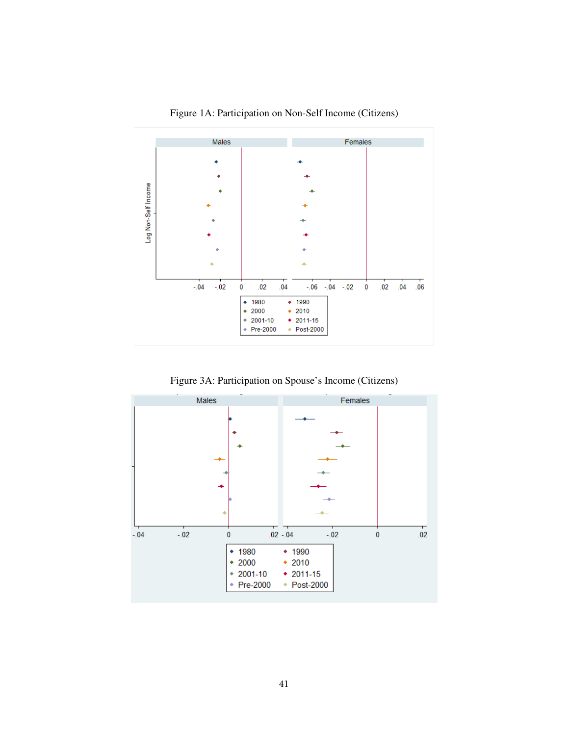Figure 1A: Participation on Non-Self Income (Citizens)

Males

Females

Log Non-Self Income

-.04 -.02 0 .02 .04

-.06 -.04 -.02 0 .02 .04 .06

1980
1990
2000
2010
2001-10
2011-15
Pre-2000
Post-2000

Figure 3A: Participation on Spouse's Income (Citizens)

Males

Females

-.04 -.02 0 .02

-.04 -.02 0 .02

1980
1990
2000
2010
2001-10
2011-15
Pre-2000
Post-2000